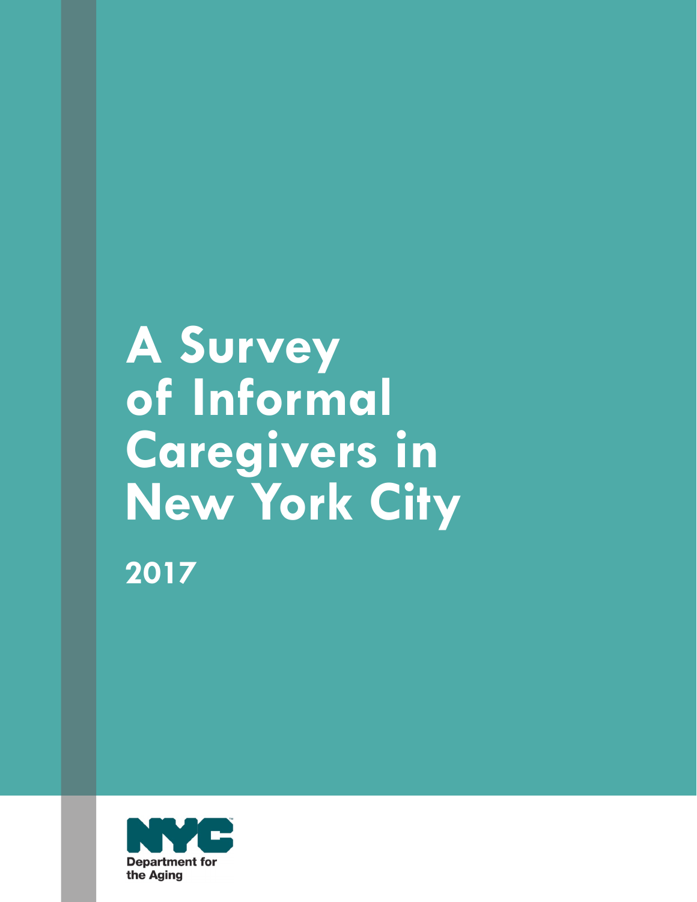# A Survey of Informal Caregivers in New York City

## 2017

NYC Department for the Aging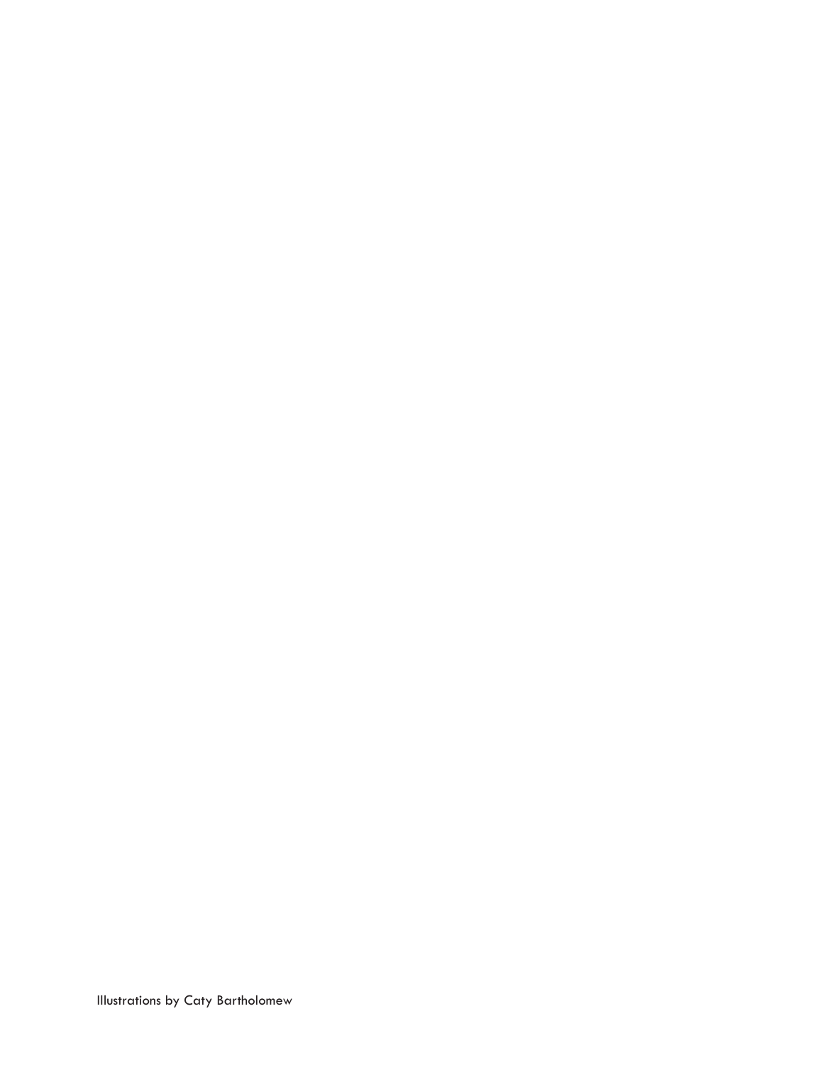Illustrations by Caty Bartholomew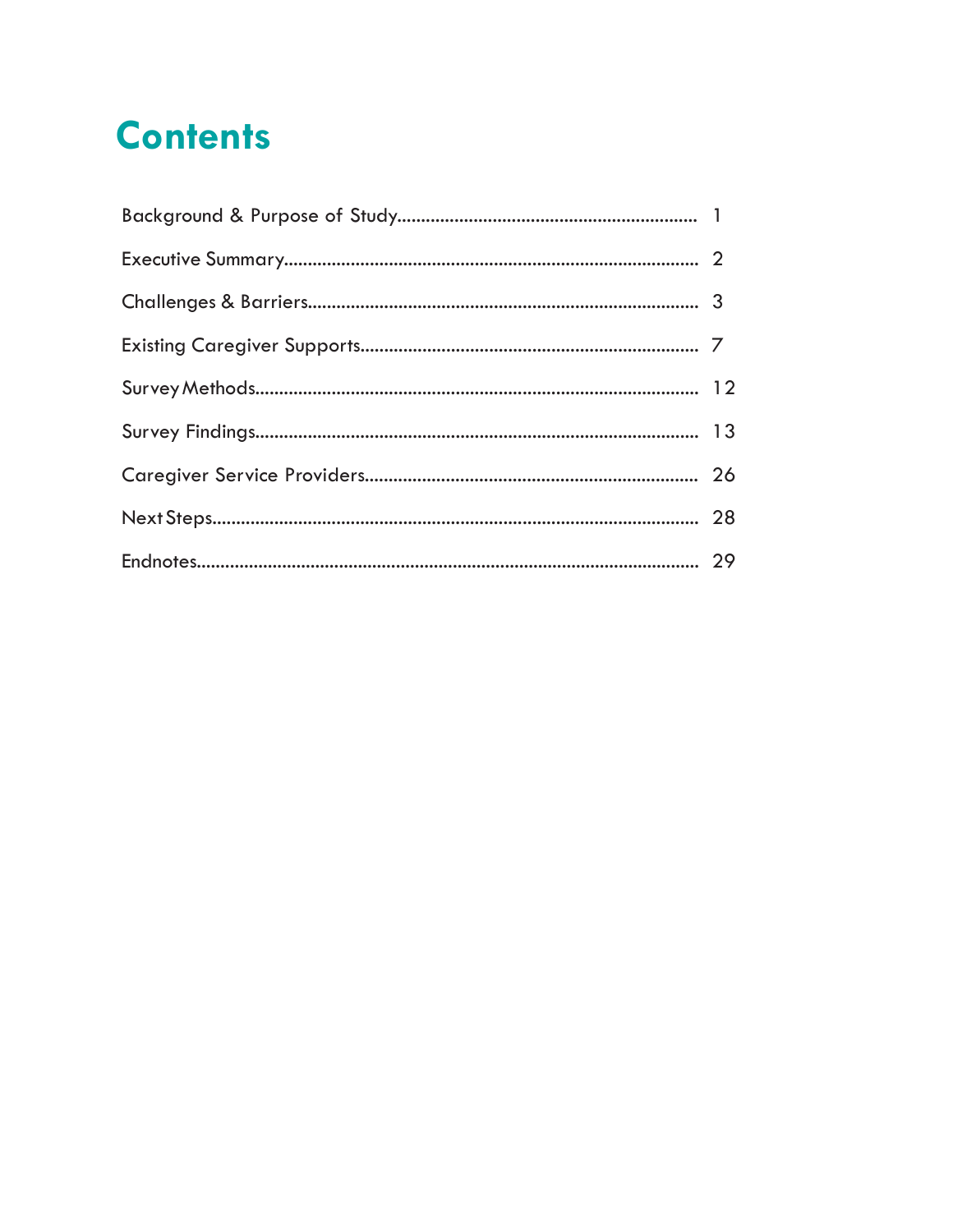# Contents

| Section | Page |
|---|---|
| Background & Purpose of Study | 1 |
| Executive Summary | 2 |
| Challenges & Barriers | 3 |
| Existing Caregiver Supports | 7 |
| Survey Methods | 12 |
| Survey Findings | 13 |
| Caregiver Service Providers | 26 |
| Next Steps | 28 |
| Endnotes | 29 |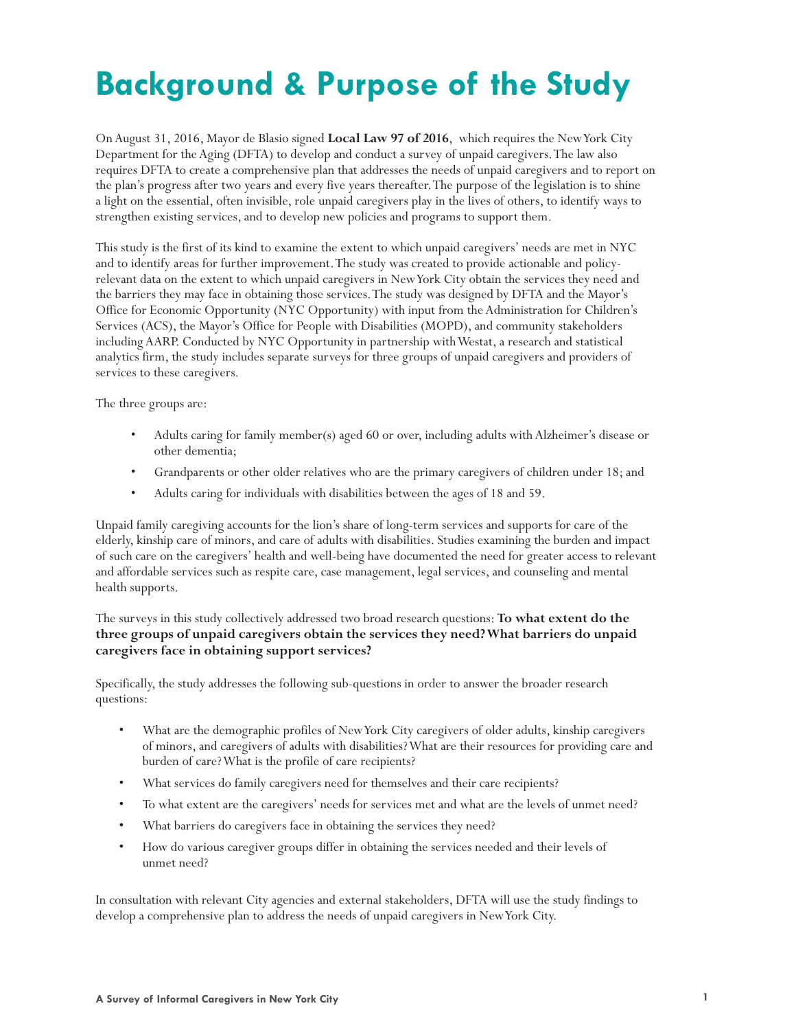# Background & Purpose of the Study

On August 31, 2016, Mayor de Blasio signed **Local Law 97 of 2016**, which requires the New York City Department for the Aging (DFTA) to develop and conduct a survey of unpaid caregivers. The law also requires DFTA to create a comprehensive plan that addresses the needs of unpaid caregivers and to report on the plan's progress after two years and every five years thereafter. The purpose of the legislation is to shine a light on the essential, often invisible, role unpaid caregivers play in the lives of others, to identify ways to strengthen existing services, and to develop new policies and programs to support them.

This study is the first of its kind to examine the extent to which unpaid caregivers' needs are met in NYC and to identify areas for further improvement. The study was created to provide actionable and policy-relevant data on the extent to which unpaid caregivers in New York City obtain the services they need and the barriers they may face in obtaining those services. The study was designed by DFTA and the Mayor's Office for Economic Opportunity (NYC Opportunity) with input from the Administration for Children's Services (ACS), the Mayor's Office for People with Disabilities (MOPD), and community stakeholders including AARP. Conducted by NYC Opportunity in partnership with Westat, a research and statistical analytics firm, the study includes separate surveys for three groups of unpaid caregivers and providers of services to these caregivers.

The three groups are:

- Adults caring for family member(s) aged 60 or over, including adults with Alzheimer's disease or other dementia;
- Grandparents or other older relatives who are the primary caregivers of children under 18; and
- Adults caring for individuals with disabilities between the ages of 18 and 59.

Unpaid family caregiving accounts for the lion's share of long-term services and supports for care of the elderly, kinship care of minors, and care of adults with disabilities. Studies examining the burden and impact of such care on the caregivers' health and well-being have documented the need for greater access to relevant and affordable services such as respite care, case management, legal services, and counseling and mental health supports.

The surveys in this study collectively addressed two broad research questions: **To what extent do the three groups of unpaid caregivers obtain the services they need? What barriers do unpaid caregivers face in obtaining support services?**

Specifically, the study addresses the following sub-questions in order to answer the broader research questions:

- What are the demographic profiles of New York City caregivers of older adults, kinship caregivers of minors, and caregivers of adults with disabilities? What are their resources for providing care and burden of care? What is the profile of care recipients?
- What services do family caregivers need for themselves and their care recipients?
- To what extent are the caregivers' needs for services met and what are the levels of unmet need?
- What barriers do caregivers face in obtaining the services they need?
- How do various caregiver groups differ in obtaining the services needed and their levels of unmet need?

In consultation with relevant City agencies and external stakeholders, DFTA will use the study findings to develop a comprehensive plan to address the needs of unpaid caregivers in New York City.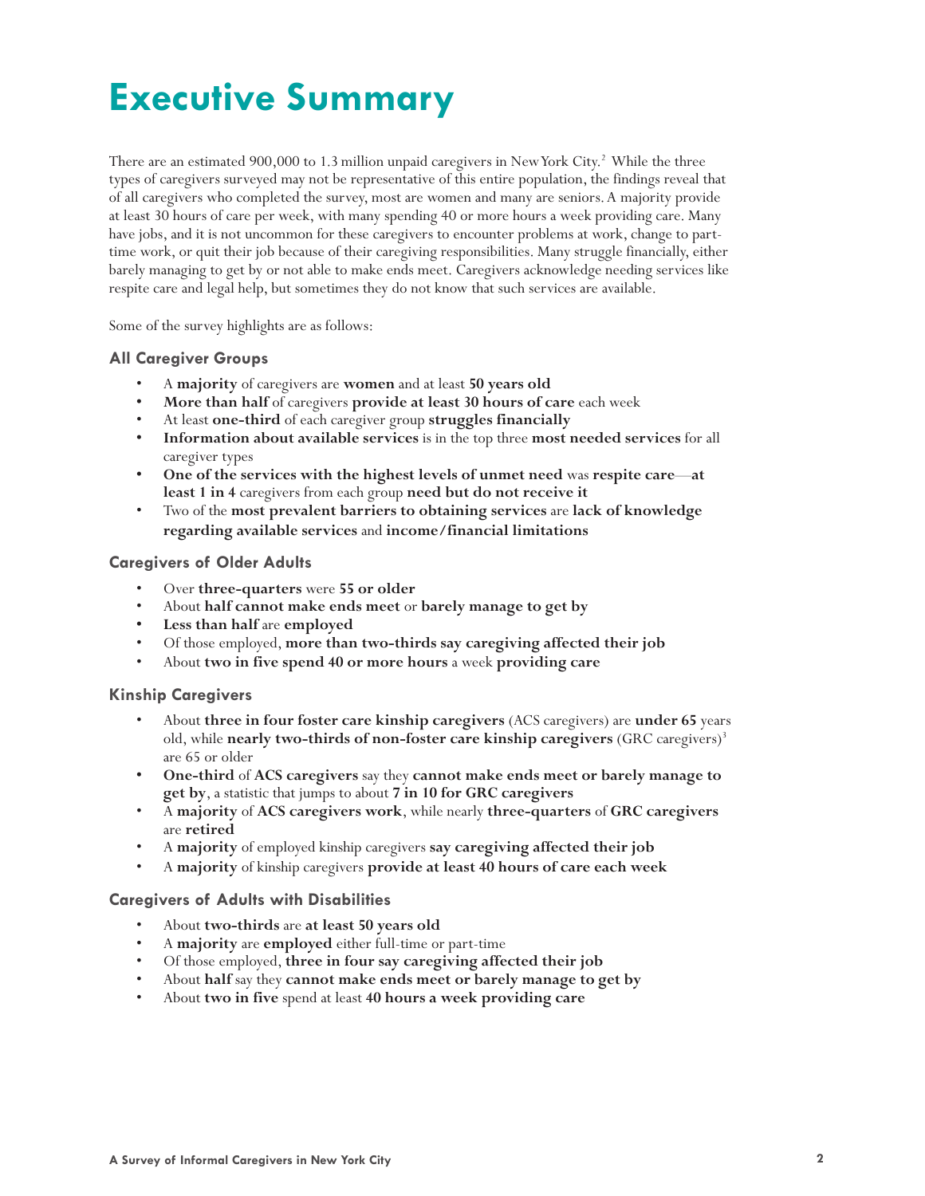# Executive Summary

There are an estimated 900,000 to 1.3 million unpaid caregivers in New York City.[2] While the three types of caregivers surveyed may not be representative of this entire population, the findings reveal that of all caregivers who completed the survey, most are women and many are seniors. A majority provide at least 30 hours of care per week, with many spending 40 or more hours a week providing care. Many have jobs, and it is not uncommon for these caregivers to encounter problems at work, change to part-time work, or quit their job because of their caregiving responsibilities. Many struggle financially, either barely managing to get by or not able to make ends meet. Caregivers acknowledge needing services like respite care and legal help, but sometimes they do not know that such services are available.

Some of the survey highlights are as follows:

### All Caregiver Groups

- A **majority** of caregivers are **women** and at least **50 years old**
- **More than half** of caregivers **provide at least 30 hours of care** each week
- At least **one-third** of each caregiver group **struggles financially**
- **Information about available services** is in the top three **most needed services** for all caregiver types
- **One of the services with the highest levels of unmet need** was **respite care**—**at least 1 in 4** caregivers from each group **need but do not receive it**
- Two of the **most prevalent barriers to obtaining services** are **lack of knowledge regarding available services** and **income/financial limitations**

### Caregivers of Older Adults

- Over **three-quarters** were **55 or older**
- About **half cannot make ends meet** or **barely manage to get by**
- **Less than half** are **employed**
- Of those employed, **more than two-thirds say caregiving affected their job**
- About **two in five spend 40 or more hours** a week **providing care**

### Kinship Caregivers

- About **three in four foster care kinship caregivers** (ACS caregivers) are **under 65** years old, while **nearly two-thirds of non-foster care kinship caregivers** (GRC caregivers)[3] are 65 or older
- **One-third** of **ACS caregivers** say they **cannot make ends meet or barely manage to get by**, a statistic that jumps to about **7 in 10 for GRC caregivers**
- A **majority** of **ACS caregivers work**, while nearly **three-quarters** of **GRC caregivers** are **retired**
- A **majority** of employed kinship caregivers **say caregiving affected their job**
- A **majority** of kinship caregivers **provide at least 40 hours of care each week**

### Caregivers of Adults with Disabilities

- About **two-thirds** are **at least 50 years old**
- A **majority** are **employed** either full-time or part-time
- Of those employed, **three in four say caregiving affected their job**
- About **half** say they **cannot make ends meet or barely manage to get by**
- About **two in five** spend at least **40 hours a week providing care**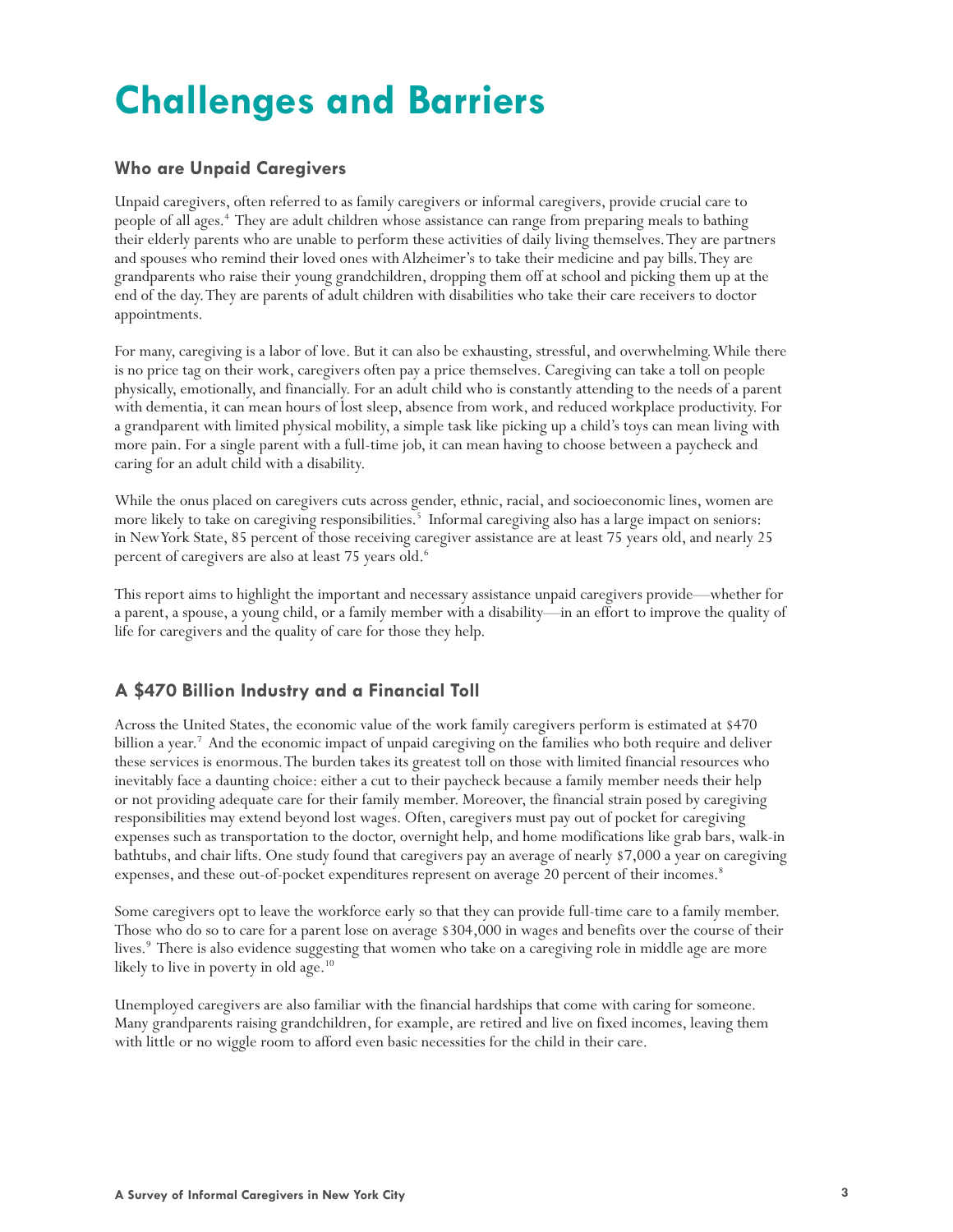# Challenges and Barriers

## Who are Unpaid Caregivers

Unpaid caregivers, often referred to as family caregivers or informal caregivers, provide crucial care to people of all ages.[4] They are adult children whose assistance can range from preparing meals to bathing their elderly parents who are unable to perform these activities of daily living themselves. They are partners and spouses who remind their loved ones with Alzheimer's to take their medicine and pay bills. They are grandparents who raise their young grandchildren, dropping them off at school and picking them up at the end of the day. They are parents of adult children with disabilities who take their care receivers to doctor appointments.

For many, caregiving is a labor of love. But it can also be exhausting, stressful, and overwhelming. While there is no price tag on their work, caregivers often pay a price themselves. Caregiving can take a toll on people physically, emotionally, and financially. For an adult child who is constantly attending to the needs of a parent with dementia, it can mean hours of lost sleep, absence from work, and reduced workplace productivity. For a grandparent with limited physical mobility, a simple task like picking up a child's toys can mean living with more pain. For a single parent with a full-time job, it can mean having to choose between a paycheck and caring for an adult child with a disability.

While the onus placed on caregivers cuts across gender, ethnic, racial, and socioeconomic lines, women are more likely to take on caregiving responsibilities.[5] Informal caregiving also has a large impact on seniors: in New York State, 85 percent of those receiving caregiver assistance are at least 75 years old, and nearly 25 percent of caregivers are also at least 75 years old.[6]

This report aims to highlight the important and necessary assistance unpaid caregivers provide—whether for a parent, a spouse, a young child, or a family member with a disability—in an effort to improve the quality of life for caregivers and the quality of care for those they help.

## A $470 Billion Industry and a Financial Toll

Across the United States, the economic value of the work family caregivers perform is estimated at $470 billion a year.[7] And the economic impact of unpaid caregiving on the families who both require and deliver these services is enormous. The burden takes its greatest toll on those with limited financial resources who inevitably face a daunting choice: either a cut to their paycheck because a family member needs their help or not providing adequate care for their family member. Moreover, the financial strain posed by caregiving responsibilities may extend beyond lost wages. Often, caregivers must pay out of pocket for caregiving expenses such as transportation to the doctor, overnight help, and home modifications like grab bars, walk-in bathtubs, and chair lifts. One study found that caregivers pay an average of nearly $7,000 a year on caregiving expenses, and these out-of-pocket expenditures represent on average 20 percent of their incomes.[8]

Some caregivers opt to leave the workforce early so that they can provide full-time care to a family member. Those who do so to care for a parent lose on average $304,000 in wages and benefits over the course of their lives.[9] There is also evidence suggesting that women who take on a caregiving role in middle age are more likely to live in poverty in old age.[10]

Unemployed caregivers are also familiar with the financial hardships that come with caring for someone. Many grandparents raising grandchildren, for example, are retired and live on fixed incomes, leaving them with little or no wiggle room to afford even basic necessities for the child in their care.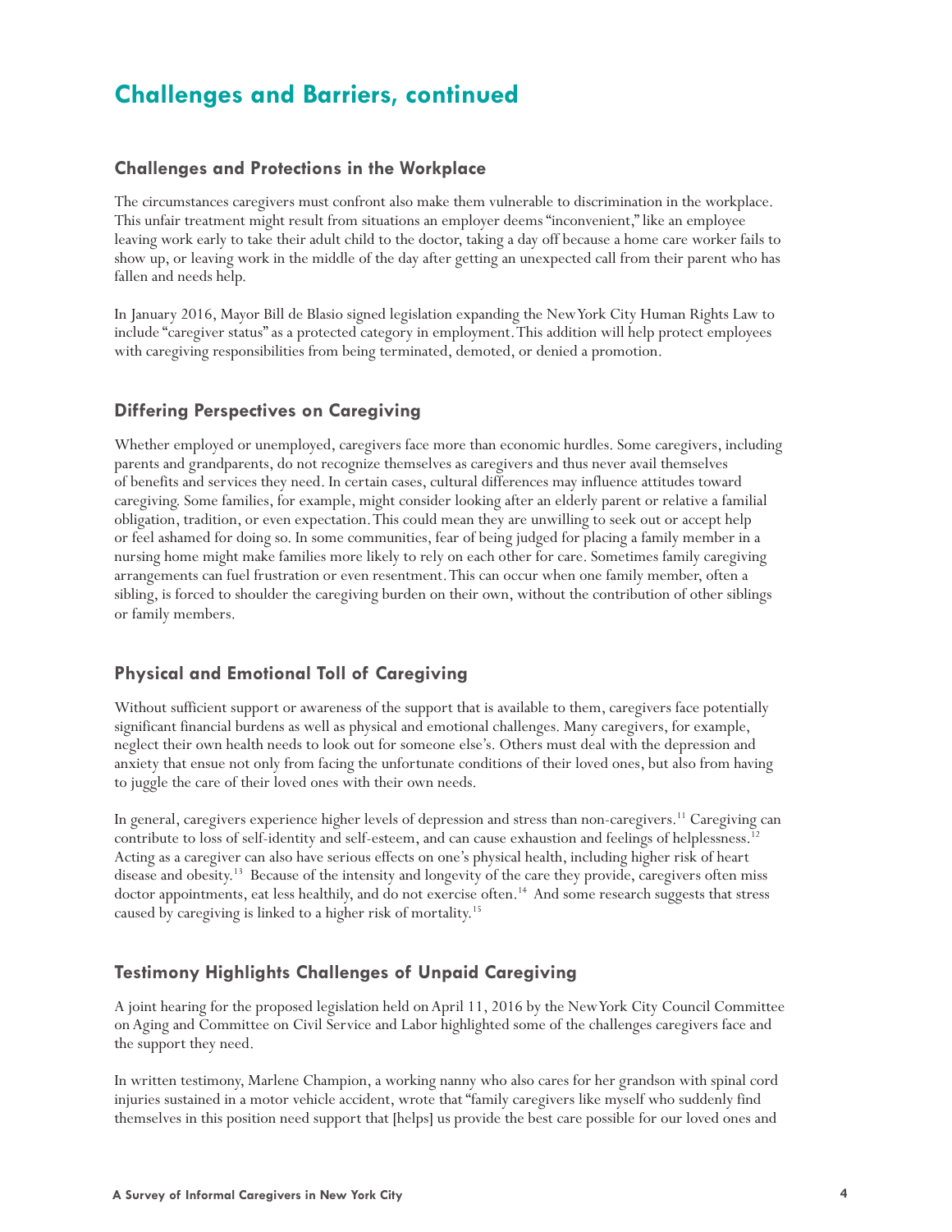## Challenges and Barriers, continued

### Challenges and Protections in the Workplace

The circumstances caregivers must confront also make them vulnerable to discrimination in the workplace. This unfair treatment might result from situations an employer deems "inconvenient," like an employee leaving work early to take their adult child to the doctor, taking a day off because a home care worker fails to show up, or leaving work in the middle of the day after getting an unexpected call from their parent who has fallen and needs help.

In January 2016, Mayor Bill de Blasio signed legislation expanding the New York City Human Rights Law to include "caregiver status" as a protected category in employment. This addition will help protect employees with caregiving responsibilities from being terminated, demoted, or denied a promotion.

### Differing Perspectives on Caregiving

Whether employed or unemployed, caregivers face more than economic hurdles. Some caregivers, including parents and grandparents, do not recognize themselves as caregivers and thus never avail themselves of benefits and services they need. In certain cases, cultural differences may influence attitudes toward caregiving. Some families, for example, might consider looking after an elderly parent or relative a familial obligation, tradition, or even expectation. This could mean they are unwilling to seek out or accept help or feel ashamed for doing so. In some communities, fear of being judged for placing a family member in a nursing home might make families more likely to rely on each other for care. Sometimes family caregiving arrangements can fuel frustration or even resentment. This can occur when one family member, often a sibling, is forced to shoulder the caregiving burden on their own, without the contribution of other siblings or family members.

### Physical and Emotional Toll of Caregiving

Without sufficient support or awareness of the support that is available to them, caregivers face potentially significant financial burdens as well as physical and emotional challenges. Many caregivers, for example, neglect their own health needs to look out for someone else's. Others must deal with the depression and anxiety that ensue not only from facing the unfortunate conditions of their loved ones, but also from having to juggle the care of their loved ones with their own needs.

In general, caregivers experience higher levels of depression and stress than non-caregivers.[11] Caregiving can contribute to loss of self-identity and self-esteem, and can cause exhaustion and feelings of helplessness.[12] Acting as a caregiver can also have serious effects on one's physical health, including higher risk of heart disease and obesity.[13] Because of the intensity and longevity of the care they provide, caregivers often miss doctor appointments, eat less healthily, and do not exercise often.[14] And some research suggests that stress caused by caregiving is linked to a higher risk of mortality.[15]

### Testimony Highlights Challenges of Unpaid Caregiving

A joint hearing for the proposed legislation held on April 11, 2016 by the New York City Council Committee on Aging and Committee on Civil Service and Labor highlighted some of the challenges caregivers face and the support they need.

In written testimony, Marlene Champion, a working nanny who also cares for her grandson with spinal cord injuries sustained in a motor vehicle accident, wrote that "family caregivers like myself who suddenly find themselves in this position need support that [helps] us provide the best care possible for our loved ones and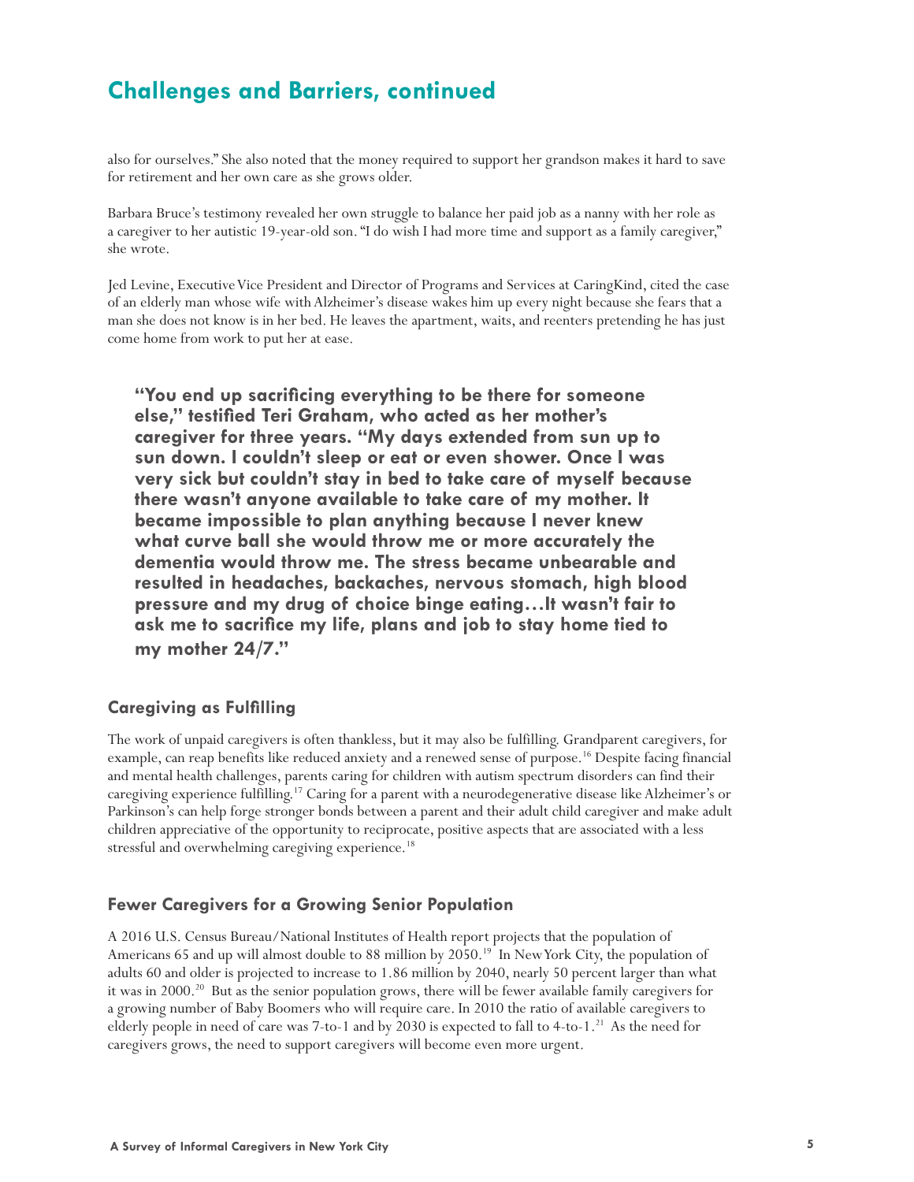## Challenges and Barriers, continued

also for ourselves." She also noted that the money required to support her grandson makes it hard to save for retirement and her own care as she grows older.

Barbara Bruce's testimony revealed her own struggle to balance her paid job as a nanny with her role as a caregiver to her autistic 19-year-old son. "I do wish I had more time and support as a family caregiver," she wrote.

Jed Levine, Executive Vice President and Director of Programs and Services at CaringKind, cited the case of an elderly man whose wife with Alzheimer's disease wakes him up every night because she fears that a man she does not know is in her bed. He leaves the apartment, waits, and reenters pretending he has just come home from work to put her at ease.

> **"You end up sacrificing everything to be there for someone else," testified Teri Graham, who acted as her mother's caregiver for three years. "My days extended from sun up to sun down. I couldn't sleep or eat or even shower. Once I was very sick but couldn't stay in bed to take care of myself because there wasn't anyone available to take care of my mother. It became impossible to plan anything because I never knew what curve ball she would throw me or more accurately the dementia would throw me. The stress became unbearable and resulted in headaches, backaches, nervous stomach, high blood pressure and my drug of choice binge eating…It wasn't fair to ask me to sacrifice my life, plans and job to stay home tied to my mother 24/7."**

### Caregiving as Fulfilling

The work of unpaid caregivers is often thankless, but it may also be fulfilling. Grandparent caregivers, for example, can reap benefits like reduced anxiety and a renewed sense of purpose.[16] Despite facing financial and mental health challenges, parents caring for children with autism spectrum disorders can find their caregiving experience fulfilling.[17] Caring for a parent with a neurodegenerative disease like Alzheimer's or Parkinson's can help forge stronger bonds between a parent and their adult child caregiver and make adult children appreciative of the opportunity to reciprocate, positive aspects that are associated with a less stressful and overwhelming caregiving experience.[18]

### Fewer Caregivers for a Growing Senior Population

A 2016 U.S. Census Bureau/National Institutes of Health report projects that the population of Americans 65 and up will almost double to 88 million by 2050.[19] In New York City, the population of adults 60 and older is projected to increase to 1.86 million by 2040, nearly 50 percent larger than what it was in 2000.[20] But as the senior population grows, there will be fewer available family caregivers for a growing number of Baby Boomers who will require care. In 2010 the ratio of available caregivers to elderly people in need of care was 7-to-1 and by 2030 is expected to fall to 4-to-1.[21] As the need for caregivers grows, the need to support caregivers will become even more urgent.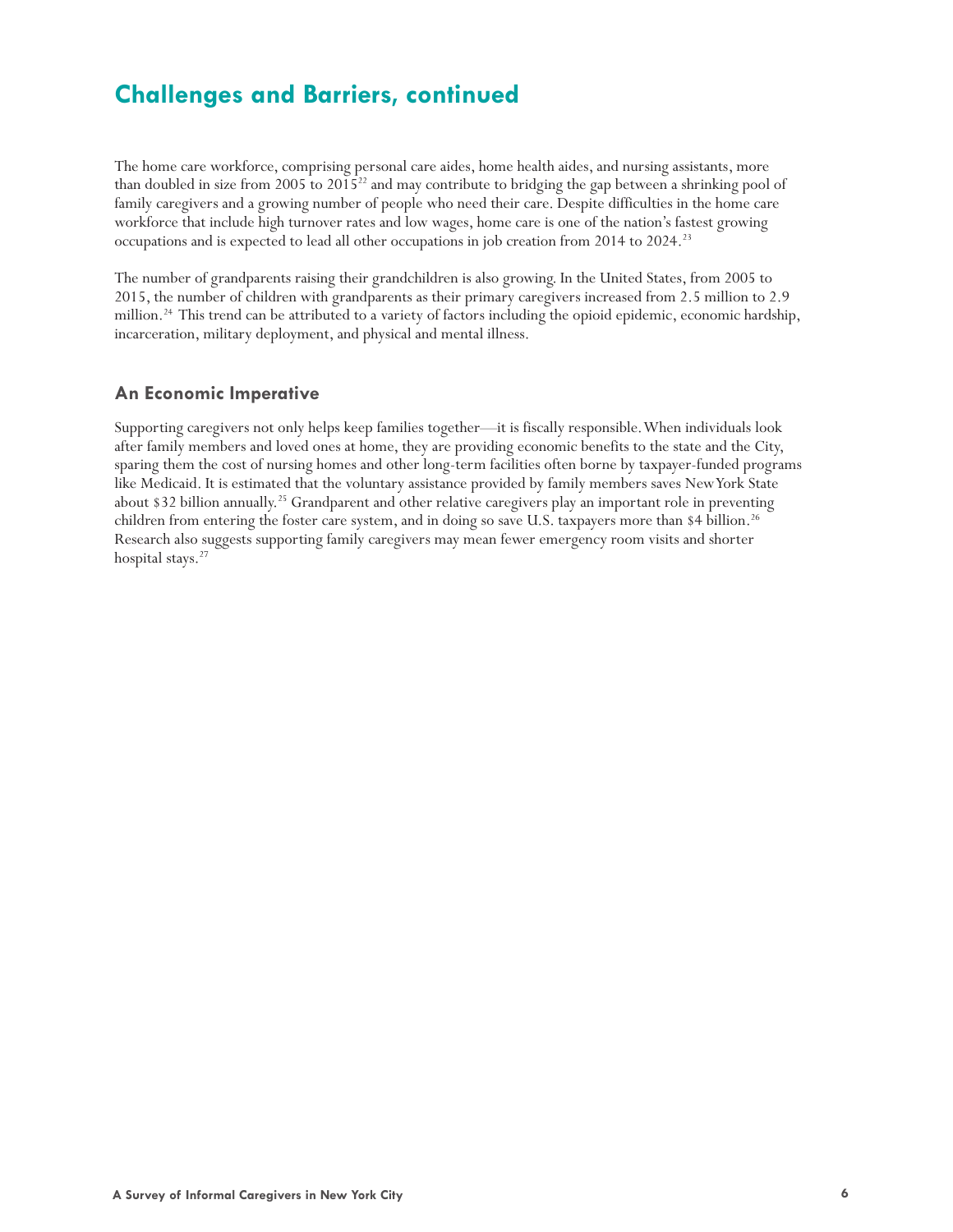## Challenges and Barriers, continued

The home care workforce, comprising personal care aides, home health aides, and nursing assistants, more than doubled in size from 2005 to 2015[22] and may contribute to bridging the gap between a shrinking pool of family caregivers and a growing number of people who need their care. Despite difficulties in the home care workforce that include high turnover rates and low wages, home care is one of the nation's fastest growing occupations and is expected to lead all other occupations in job creation from 2014 to 2024.[23]

The number of grandparents raising their grandchildren is also growing. In the United States, from 2005 to 2015, the number of children with grandparents as their primary caregivers increased from 2.5 million to 2.9 million.[24] This trend can be attributed to a variety of factors including the opioid epidemic, economic hardship, incarceration, military deployment, and physical and mental illness.

### An Economic Imperative

Supporting caregivers not only helps keep families together—it is fiscally responsible. When individuals look after family members and loved ones at home, they are providing economic benefits to the state and the City, sparing them the cost of nursing homes and other long-term facilities often borne by taxpayer-funded programs like Medicaid. It is estimated that the voluntary assistance provided by family members saves New York State about $32 billion annually.[25] Grandparent and other relative caregivers play an important role in preventing children from entering the foster care system, and in doing so save U.S. taxpayers more than $4 billion.[26] Research also suggests supporting family caregivers may mean fewer emergency room visits and shorter hospital stays.[27]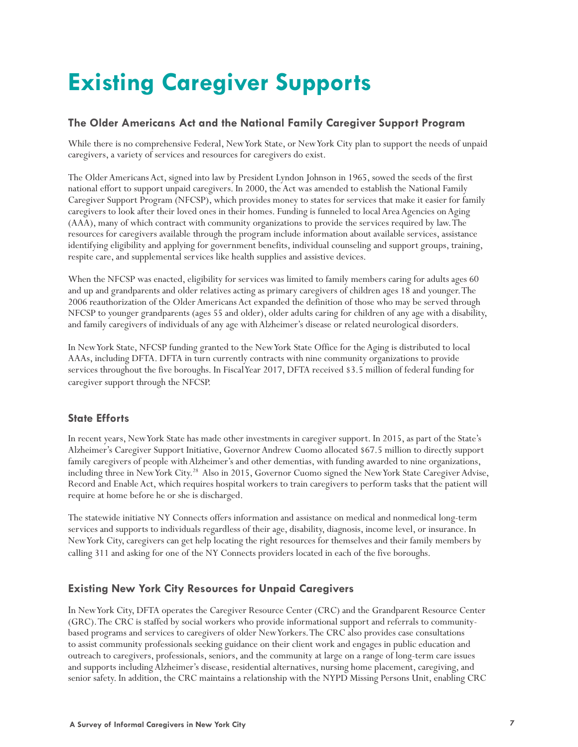# Existing Caregiver Supports

### The Older Americans Act and the National Family Caregiver Support Program

While there is no comprehensive Federal, New York State, or New York City plan to support the needs of unpaid caregivers, a variety of services and resources for caregivers do exist.

The Older Americans Act, signed into law by President Lyndon Johnson in 1965, sowed the seeds of the first national effort to support unpaid caregivers. In 2000, the Act was amended to establish the National Family Caregiver Support Program (NFCSP), which provides money to states for services that make it easier for family caregivers to look after their loved ones in their homes. Funding is funneled to local Area Agencies on Aging (AAA), many of which contract with community organizations to provide the services required by law. The resources for caregivers available through the program include information about available services, assistance identifying eligibility and applying for government benefits, individual counseling and support groups, training, respite care, and supplemental services like health supplies and assistive devices.

When the NFCSP was enacted, eligibility for services was limited to family members caring for adults ages 60 and up and grandparents and older relatives acting as primary caregivers of children ages 18 and younger. The 2006 reauthorization of the Older Americans Act expanded the definition of those who may be served through NFCSP to younger grandparents (ages 55 and older), older adults caring for children of any age with a disability, and family caregivers of individuals of any age with Alzheimer's disease or related neurological disorders.

In New York State, NFCSP funding granted to the New York State Office for the Aging is distributed to local AAAs, including DFTA. DFTA in turn currently contracts with nine community organizations to provide services throughout the five boroughs. In Fiscal Year 2017, DFTA received $3.5 million of federal funding for caregiver support through the NFCSP.

### State Efforts

In recent years, New York State has made other investments in caregiver support. In 2015, as part of the State's Alzheimer's Caregiver Support Initiative, Governor Andrew Cuomo allocated $67.5 million to directly support family caregivers of people with Alzheimer's and other dementias, with funding awarded to nine organizations, including three in New York City.[28] Also in 2015, Governor Cuomo signed the New York State Caregiver Advise, Record and Enable Act, which requires hospital workers to train caregivers to perform tasks that the patient will require at home before he or she is discharged.

The statewide initiative NY Connects offers information and assistance on medical and nonmedical long-term services and supports to individuals regardless of their age, disability, diagnosis, income level, or insurance. In New York City, caregivers can get help locating the right resources for themselves and their family members by calling 311 and asking for one of the NY Connects providers located in each of the five boroughs.

### Existing New York City Resources for Unpaid Caregivers

In New York City, DFTA operates the Caregiver Resource Center (CRC) and the Grandparent Resource Center (GRC). The CRC is staffed by social workers who provide informational support and referrals to community-based programs and services to caregivers of older New Yorkers. The CRC also provides case consultations to assist community professionals seeking guidance on their client work and engages in public education and outreach to caregivers, professionals, seniors, and the community at large on a range of long-term care issues and supports including Alzheimer's disease, residential alternatives, nursing home placement, caregiving, and senior safety. In addition, the CRC maintains a relationship with the NYPD Missing Persons Unit, enabling CRC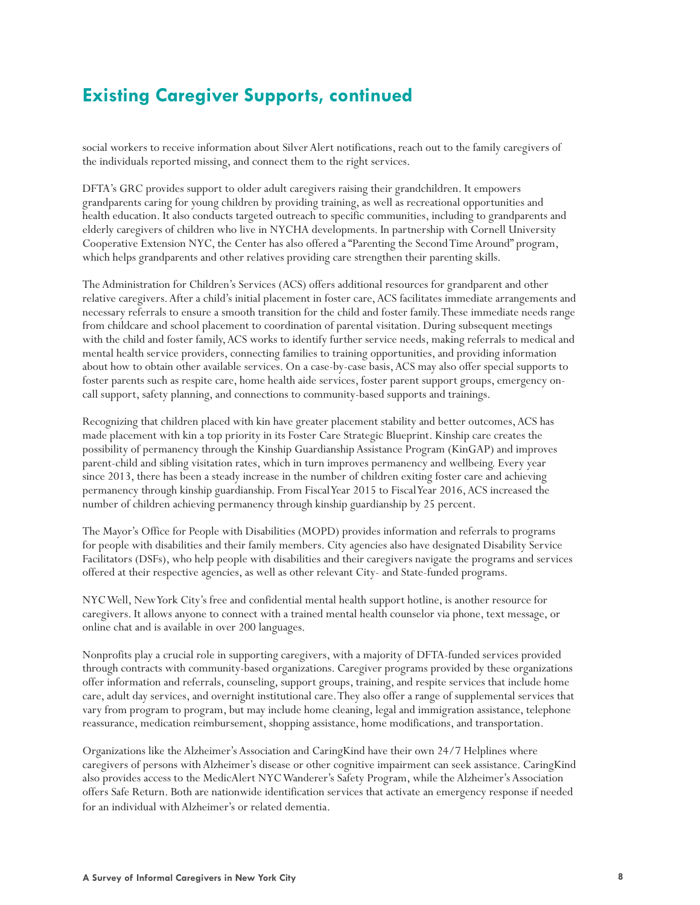## Existing Caregiver Supports, continued

social workers to receive information about Silver Alert notifications, reach out to the family caregivers of the individuals reported missing, and connect them to the right services.

DFTA's GRC provides support to older adult caregivers raising their grandchildren. It empowers grandparents caring for young children by providing training, as well as recreational opportunities and health education. It also conducts targeted outreach to specific communities, including to grandparents and elderly caregivers of children who live in NYCHA developments. In partnership with Cornell University Cooperative Extension NYC, the Center has also offered a "Parenting the Second Time Around" program, which helps grandparents and other relatives providing care strengthen their parenting skills.

The Administration for Children's Services (ACS) offers additional resources for grandparent and other relative caregivers. After a child's initial placement in foster care, ACS facilitates immediate arrangements and necessary referrals to ensure a smooth transition for the child and foster family. These immediate needs range from childcare and school placement to coordination of parental visitation. During subsequent meetings with the child and foster family, ACS works to identify further service needs, making referrals to medical and mental health service providers, connecting families to training opportunities, and providing information about how to obtain other available services. On a case-by-case basis, ACS may also offer special supports to foster parents such as respite care, home health aide services, foster parent support groups, emergency on-call support, safety planning, and connections to community-based supports and trainings.

Recognizing that children placed with kin have greater placement stability and better outcomes, ACS has made placement with kin a top priority in its Foster Care Strategic Blueprint. Kinship care creates the possibility of permanency through the Kinship Guardianship Assistance Program (KinGAP) and improves parent-child and sibling visitation rates, which in turn improves permanency and wellbeing. Every year since 2013, there has been a steady increase in the number of children exiting foster care and achieving permanency through kinship guardianship. From Fiscal Year 2015 to Fiscal Year 2016, ACS increased the number of children achieving permanency through kinship guardianship by 25 percent.

The Mayor's Office for People with Disabilities (MOPD) provides information and referrals to programs for people with disabilities and their family members. City agencies also have designated Disability Service Facilitators (DSFs), who help people with disabilities and their caregivers navigate the programs and services offered at their respective agencies, as well as other relevant City- and State-funded programs.

NYC Well, New York City's free and confidential mental health support hotline, is another resource for caregivers. It allows anyone to connect with a trained mental health counselor via phone, text message, or online chat and is available in over 200 languages.

Nonprofits play a crucial role in supporting caregivers, with a majority of DFTA-funded services provided through contracts with community-based organizations. Caregiver programs provided by these organizations offer information and referrals, counseling, support groups, training, and respite services that include home care, adult day services, and overnight institutional care. They also offer a range of supplemental services that vary from program to program, but may include home cleaning, legal and immigration assistance, telephone reassurance, medication reimbursement, shopping assistance, home modifications, and transportation.

Organizations like the Alzheimer's Association and CaringKind have their own 24/7 Helplines where caregivers of persons with Alzheimer's disease or other cognitive impairment can seek assistance. CaringKind also provides access to the MedicAlert NYC Wanderer's Safety Program, while the Alzheimer's Association offers Safe Return. Both are nationwide identification services that activate an emergency response if needed for an individual with Alzheimer's or related dementia.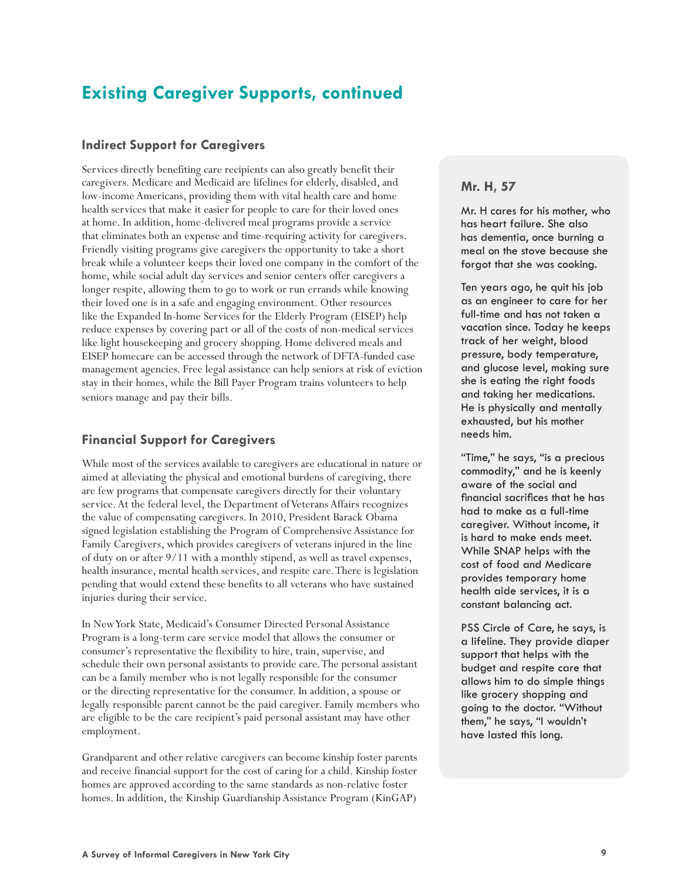## Existing Caregiver Supports, continued

### Indirect Support for Caregivers

Services directly benefiting care recipients can also greatly benefit their caregivers. Medicare and Medicaid are lifelines for elderly, disabled, and low-income Americans, providing them with vital health care and home health services that make it easier for people to care for their loved ones at home. In addition, home-delivered meal programs provide a service that eliminates both an expense and time-requiring activity for caregivers. Friendly visiting programs give caregivers the opportunity to take a short break while a volunteer keeps their loved one company in the comfort of the home, while social adult day services and senior centers offer caregivers a longer respite, allowing them to go to work or run errands while knowing their loved one is in a safe and engaging environment. Other resources like the Expanded In-home Services for the Elderly Program (EISEP) help reduce expenses by covering part or all of the costs of non-medical services like light housekeeping and grocery shopping. Home delivered meals and EISEP homecare can be accessed through the network of DFTA-funded case management agencies. Free legal assistance can help seniors at risk of eviction stay in their homes, while the Bill Payer Program trains volunteers to help seniors manage and pay their bills.

### Financial Support for Caregivers

While most of the services available to caregivers are educational in nature or aimed at alleviating the physical and emotional burdens of caregiving, there are few programs that compensate caregivers directly for their voluntary service. At the federal level, the Department of Veterans Affairs recognizes the value of compensating caregivers. In 2010, President Barack Obama signed legislation establishing the Program of Comprehensive Assistance for Family Caregivers, which provides caregivers of veterans injured in the line of duty on or after 9/11 with a monthly stipend, as well as travel expenses, health insurance, mental health services, and respite care. There is legislation pending that would extend these benefits to all veterans who have sustained injuries during their service.

In New York State, Medicaid's Consumer Directed Personal Assistance Program is a long-term care service model that allows the consumer or consumer's representative the flexibility to hire, train, supervise, and schedule their own personal assistants to provide care. The personal assistant can be a family member who is not legally responsible for the consumer or the directing representative for the consumer. In addition, a spouse or legally responsible parent cannot be the paid caregiver. Family members who are eligible to be the care recipient's paid personal assistant may have other employment.

Grandparent and other relative caregivers can become kinship foster parents and receive financial support for the cost of caring for a child. Kinship foster homes are approved according to the same standards as non-relative foster homes. In addition, the Kinship Guardianship Assistance Program (KinGAP)

#### Mr. H, 57

Mr. H cares for his mother, who has heart failure. She also has dementia, once burning a meal on the stove because she forgot that she was cooking.

Ten years ago, he quit his job as an engineer to care for her full-time and has not taken a vacation since. Today he keeps track of her weight, blood pressure, body temperature, and glucose level, making sure she is eating the right foods and taking her medications. He is physically and mentally exhausted, but his mother needs him.

"Time," he says, "is a precious commodity," and he is keenly aware of the social and financial sacrifices that he has had to make as a full-time caregiver. Without income, it is hard to make ends meet. While SNAP helps with the cost of food and Medicare provides temporary home health aide services, it is a constant balancing act.

PSS Circle of Care, he says, is a lifeline. They provide diaper support that helps with the budget and respite care that allows him to do simple things like grocery shopping and going to the doctor. "Without them," he says, "I wouldn't have lasted this long.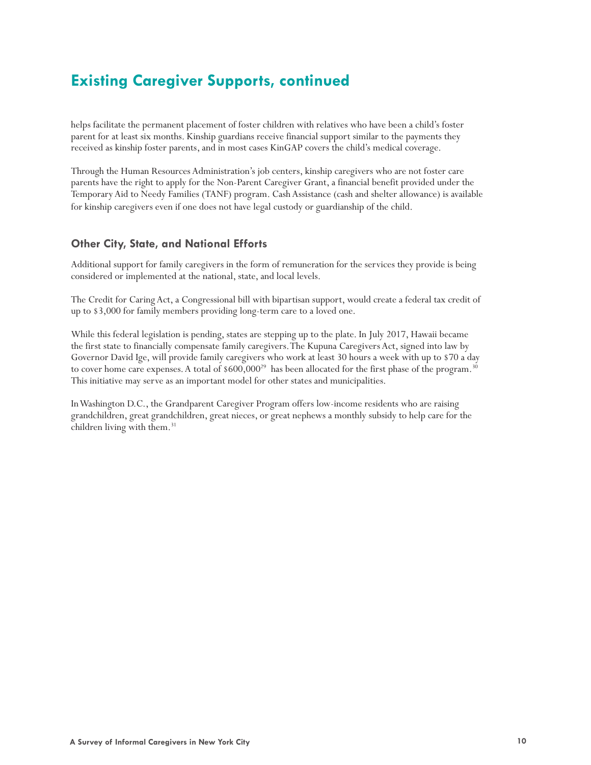## Existing Caregiver Supports, continued

helps facilitate the permanent placement of foster children with relatives who have been a child's foster parent for at least six months. Kinship guardians receive financial support similar to the payments they received as kinship foster parents, and in most cases KinGAP covers the child's medical coverage.

Through the Human Resources Administration's job centers, kinship caregivers who are not foster care parents have the right to apply for the Non-Parent Caregiver Grant, a financial benefit provided under the Temporary Aid to Needy Families (TANF) program. Cash Assistance (cash and shelter allowance) is available for kinship caregivers even if one does not have legal custody or guardianship of the child.

### Other City, State, and National Efforts

Additional support for family caregivers in the form of remuneration for the services they provide is being considered or implemented at the national, state, and local levels.

The Credit for Caring Act, a Congressional bill with bipartisan support, would create a federal tax credit of up to $3,000 for family members providing long-term care to a loved one.

While this federal legislation is pending, states are stepping up to the plate. In July 2017, Hawaii became the first state to financially compensate family caregivers. The Kupuna Caregivers Act, signed into law by Governor David Ige, will provide family caregivers who work at least 30 hours a week with up to $70 a day to cover home care expenses. A total of $600,000[29] has been allocated for the first phase of the program.[30] This initiative may serve as an important model for other states and municipalities.

In Washington D.C., the Grandparent Caregiver Program offers low-income residents who are raising grandchildren, great grandchildren, great nieces, or great nephews a monthly subsidy to help care for the children living with them.[31]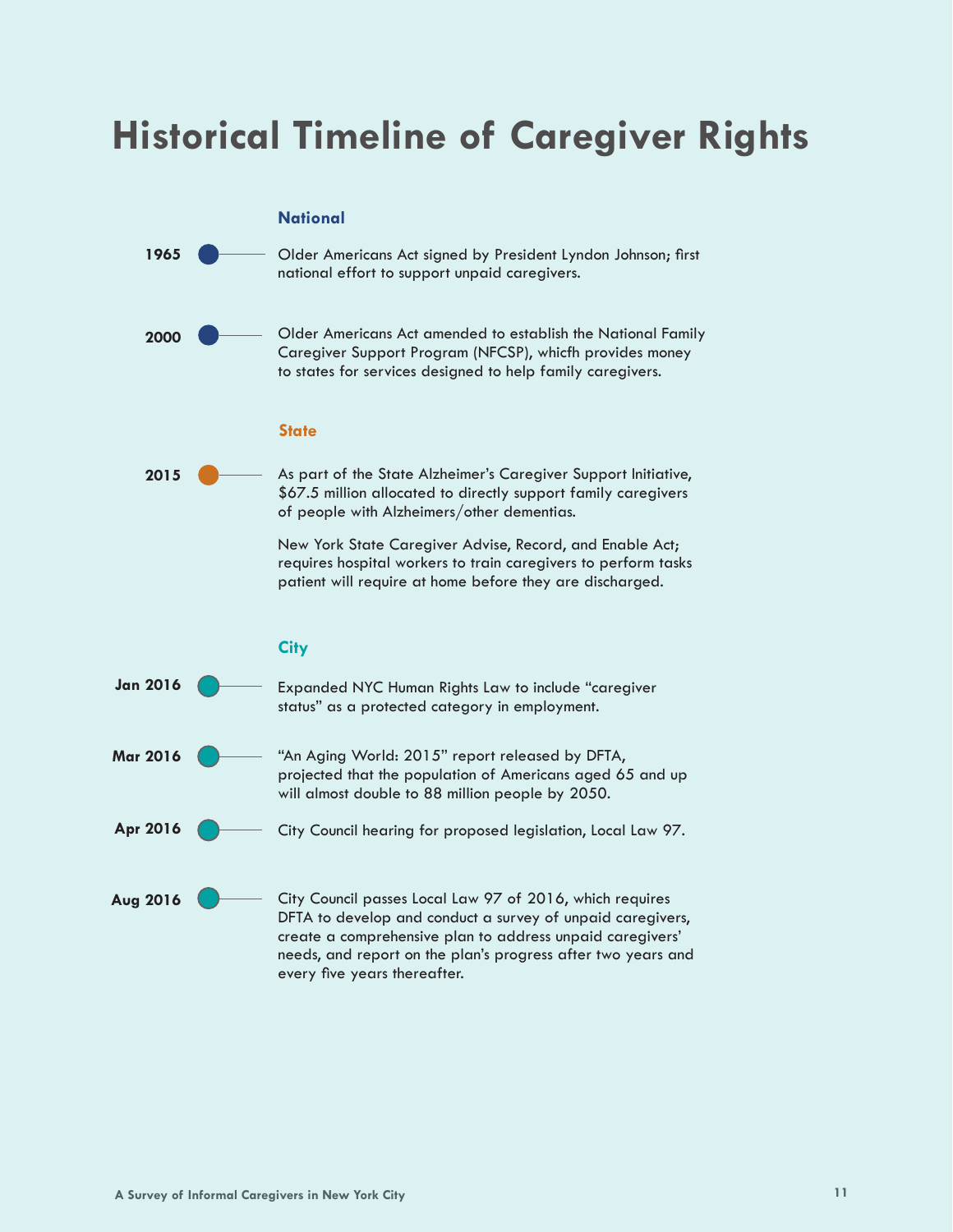# Historical Timeline of Caregiver Rights

### National

**1965** — Older Americans Act signed by President Lyndon Johnson; first national effort to support unpaid caregivers.

**2000** — Older Americans Act amended to establish the National Family Caregiver Support Program (NFCSP), whicfh provides money to states for services designed to help family caregivers.

### State

**2015** — As part of the State Alzheimer's Caregiver Support Initiative, $67.5 million allocated to directly support family caregivers of people with Alzheimers/other dementias.

New York State Caregiver Advise, Record, and Enable Act; requires hospital workers to train caregivers to perform tasks patient will require at home before they are discharged.

### City

**Jan 2016** — Expanded NYC Human Rights Law to include "caregiver status" as a protected category in employment.

**Mar 2016** — "An Aging World: 2015" report released by DFTA, projected that the population of Americans aged 65 and up will almost double to 88 million people by 2050.

**Apr 2016** — City Council hearing for proposed legislation, Local Law 97.

**Aug 2016** — City Council passes Local Law 97 of 2016, which requires DFTA to develop and conduct a survey of unpaid caregivers, create a comprehensive plan to address unpaid caregivers' needs, and report on the plan's progress after two years and every five years thereafter.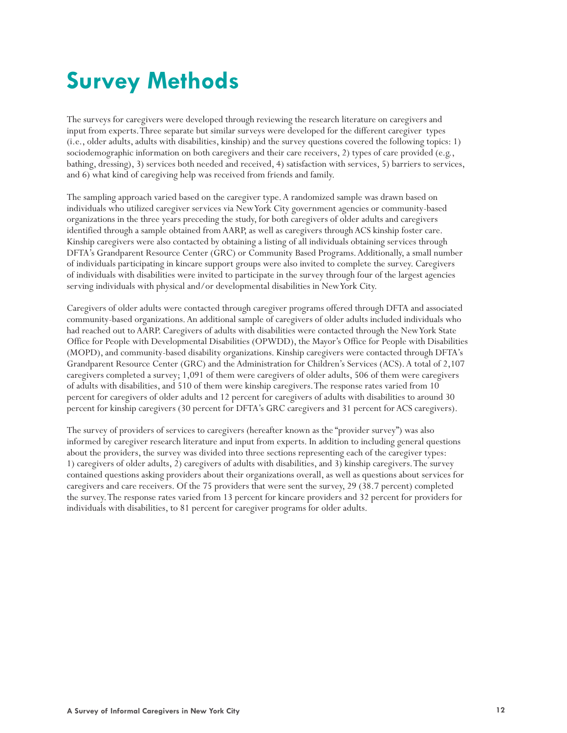# Survey Methods

The surveys for caregivers were developed through reviewing the research literature on caregivers and input from experts. Three separate but similar surveys were developed for the different caregiver types (i.e., older adults, adults with disabilities, kinship) and the survey questions covered the following topics: 1) sociodemographic information on both caregivers and their care receivers, 2) types of care provided (e.g., bathing, dressing), 3) services both needed and received, 4) satisfaction with services, 5) barriers to services, and 6) what kind of caregiving help was received from friends and family.

The sampling approach varied based on the caregiver type. A randomized sample was drawn based on individuals who utilized caregiver services via New York City government agencies or community-based organizations in the three years preceding the study, for both caregivers of older adults and caregivers identified through a sample obtained from AARP, as well as caregivers through ACS kinship foster care. Kinship caregivers were also contacted by obtaining a listing of all individuals obtaining services through DFTA's Grandparent Resource Center (GRC) or Community Based Programs. Additionally, a small number of individuals participating in kincare support groups were also invited to complete the survey. Caregivers of individuals with disabilities were invited to participate in the survey through four of the largest agencies serving individuals with physical and/or developmental disabilities in New York City.

Caregivers of older adults were contacted through caregiver programs offered through DFTA and associated community-based organizations. An additional sample of caregivers of older adults included individuals who had reached out to AARP. Caregivers of adults with disabilities were contacted through the New York State Office for People with Developmental Disabilities (OPWDD), the Mayor's Office for People with Disabilities (MOPD), and community-based disability organizations. Kinship caregivers were contacted through DFTA's Grandparent Resource Center (GRC) and the Administration for Children's Services (ACS). A total of 2,107 caregivers completed a survey; 1,091 of them were caregivers of older adults, 506 of them were caregivers of adults with disabilities, and 510 of them were kinship caregivers. The response rates varied from 10 percent for caregivers of older adults and 12 percent for caregivers of adults with disabilities to around 30 percent for kinship caregivers (30 percent for DFTA's GRC caregivers and 31 percent for ACS caregivers).

The survey of providers of services to caregivers (hereafter known as the "provider survey") was also informed by caregiver research literature and input from experts. In addition to including general questions about the providers, the survey was divided into three sections representing each of the caregiver types: 1) caregivers of older adults, 2) caregivers of adults with disabilities, and 3) kinship caregivers. The survey contained questions asking providers about their organizations overall, as well as questions about services for caregivers and care receivers. Of the 75 providers that were sent the survey, 29 (38.7 percent) completed the survey. The response rates varied from 13 percent for kincare providers and 32 percent for providers for individuals with disabilities, to 81 percent for caregiver programs for older adults.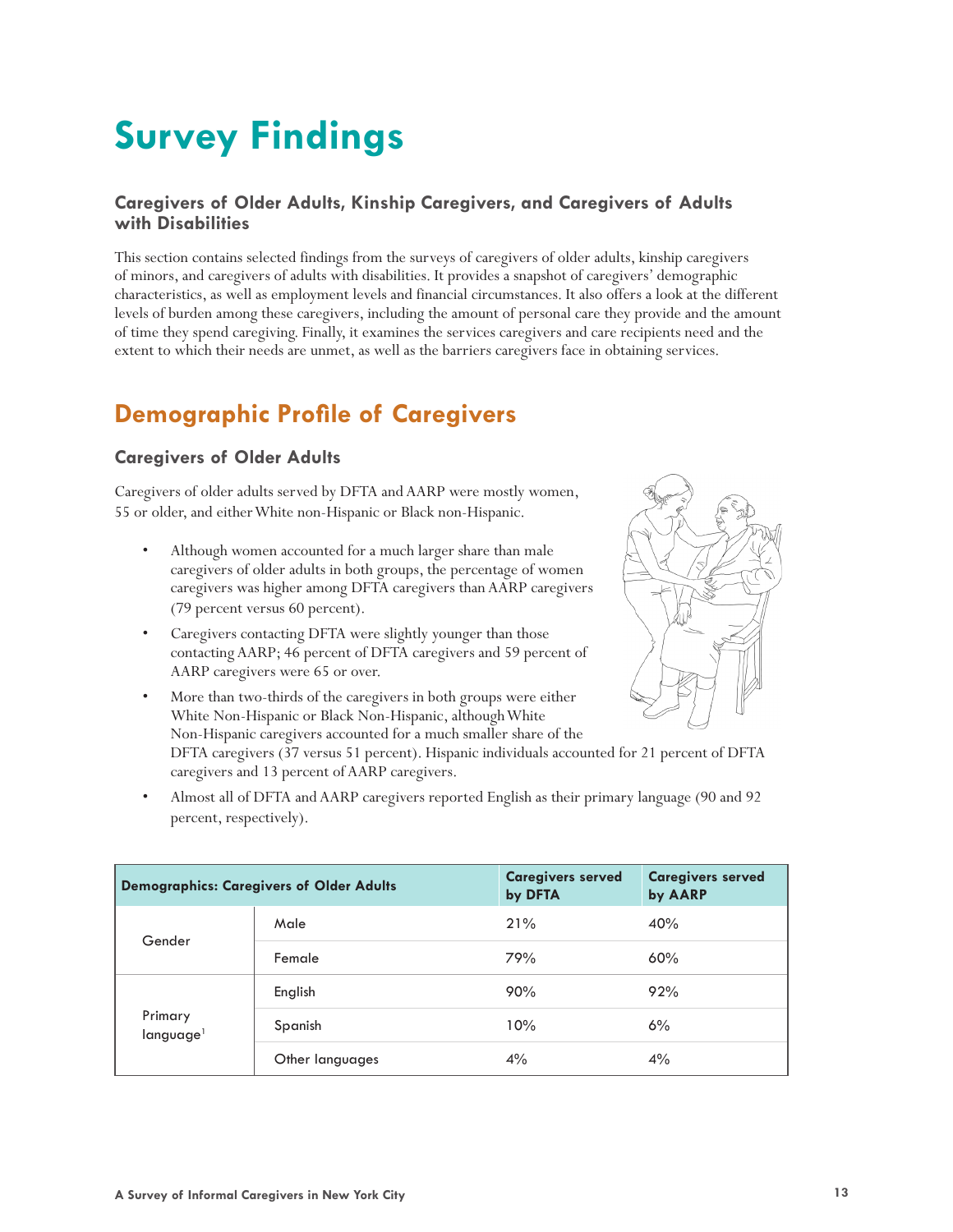# Survey Findings

### Caregivers of Older Adults, Kinship Caregivers, and Caregivers of Adults with Disabilities

This section contains selected findings from the surveys of caregivers of older adults, kinship caregivers of minors, and caregivers of adults with disabilities. It provides a snapshot of caregivers' demographic characteristics, as well as employment levels and financial circumstances. It also offers a look at the different levels of burden among these caregivers, including the amount of personal care they provide and the amount of time they spend caregiving. Finally, it examines the services caregivers and care recipients need and the extent to which their needs are unmet, as well as the barriers caregivers face in obtaining services.

## Demographic Profile of Caregivers

### Caregivers of Older Adults

Caregivers of older adults served by DFTA and AARP were mostly women, 55 or older, and either White non-Hispanic or Black non-Hispanic.

- Although women accounted for a much larger share than male caregivers of older adults in both groups, the percentage of women caregivers was higher among DFTA caregivers than AARP caregivers (79 percent versus 60 percent).
- Caregivers contacting DFTA were slightly younger than those contacting AARP; 46 percent of DFTA caregivers and 59 percent of AARP caregivers were 65 or over.
- More than two-thirds of the caregivers in both groups were either White Non-Hispanic or Black Non-Hispanic, although White Non-Hispanic caregivers accounted for a much smaller share of the DFTA caregivers (37 versus 51 percent). Hispanic individuals accounted for 21 percent of DFTA caregivers and 13 percent of AARP caregivers.
- Almost all of DFTA and AARP caregivers reported English as their primary language (90 and 92 percent, respectively).

| Demographics: Caregivers of Older Adults | | Caregivers served by DFTA | Caregivers served by AARP |
|---|---|---|---|
| Gender | Male | 21% | 40% |
| | Female | 79% | 60% |
| Primary language[1] | English | 90% | 92% |
| | Spanish | 10% | 6% |
| | Other languages | 4% | 4% |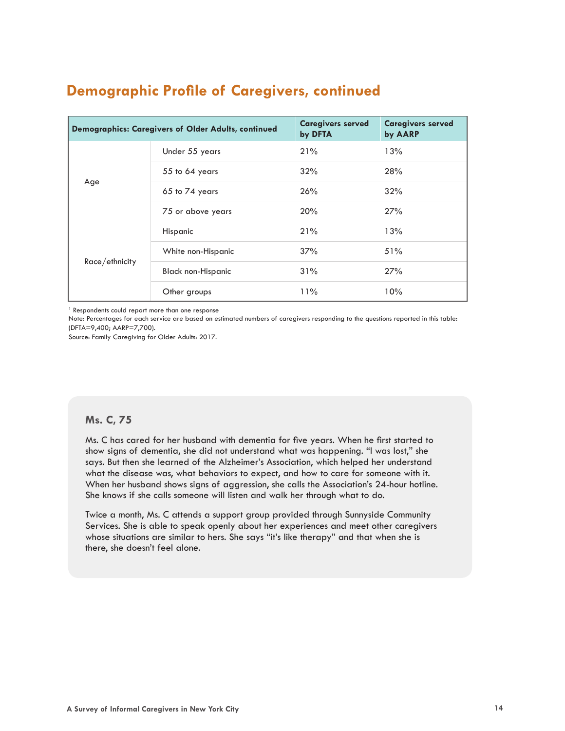## Demographic Profile of Caregivers, continued

| Demographics: Caregivers of Older Adults, continued | | Caregivers served by DFTA | Caregivers served by AARP |
|---|---|---|---|
| Age | Under 55 years | 21% | 13% |
| | 55 to 64 years | 32% | 28% |
| | 65 to 74 years | 26% | 32% |
| | 75 or above years | 20% | 27% |
| Race/ethnicity | Hispanic | 21% | 13% |
| | White non-Hispanic | 37% | 51% |
| | Black non-Hispanic | 31% | 27% |
| | Other groups | 11% | 10% |

[1] Respondents could report more than one response

Note: Percentages for each service are based on estimated numbers of caregivers responding to the questions reported in this table: (DFTA=9,400; AARP=7,700).

Source: Family Caregiving for Older Adults: 2017.

### Ms. C, 75

Ms. C has cared for her husband with dementia for five years. When he first started to show signs of dementia, she did not understand what was happening. "I was lost," she says. But then she learned of the Alzheimer's Association, which helped her understand what the disease was, what behaviors to expect, and how to care for someone with it. When her husband shows signs of aggression, she calls the Association's 24-hour hotline. She knows if she calls someone will listen and walk her through what to do.

Twice a month, Ms. C attends a support group provided through Sunnyside Community Services. She is able to speak openly about her experiences and meet other caregivers whose situations are similar to hers. She says "it's like therapy" and that when she is there, she doesn't feel alone.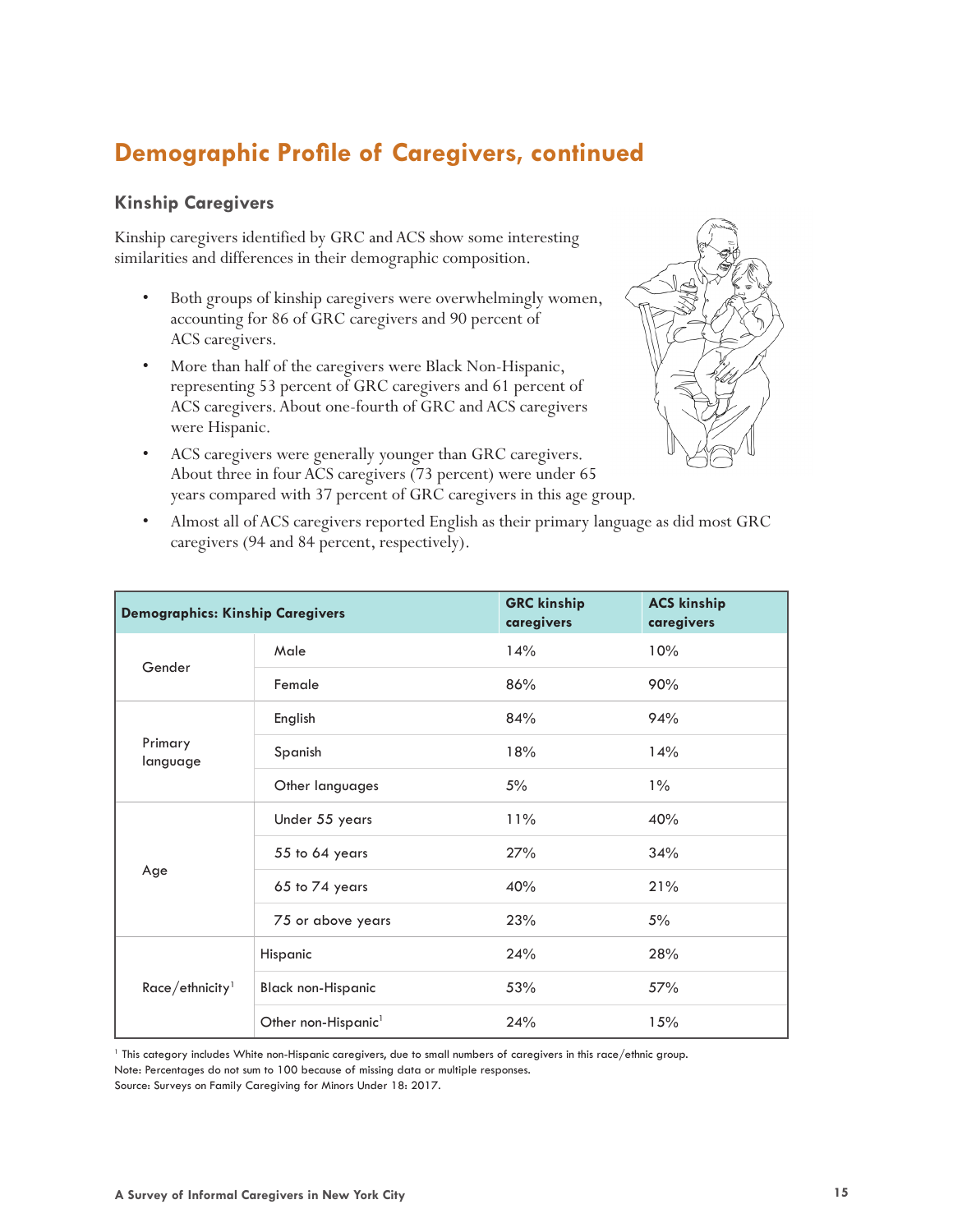## Demographic Profile of Caregivers, continued

### Kinship Caregivers

Kinship caregivers identified by GRC and ACS show some interesting similarities and differences in their demographic composition.

- Both groups of kinship caregivers were overwhelmingly women, accounting for 86 of GRC caregivers and 90 percent of ACS caregivers.
- More than half of the caregivers were Black Non-Hispanic, representing 53 percent of GRC caregivers and 61 percent of ACS caregivers. About one-fourth of GRC and ACS caregivers were Hispanic.
- ACS caregivers were generally younger than GRC caregivers. About three in four ACS caregivers (73 percent) were under 65 years compared with 37 percent of GRC caregivers in this age group.
- Almost all of ACS caregivers reported English as their primary language as did most GRC caregivers (94 and 84 percent, respectively).

| Demographics: Kinship Caregivers | | GRC kinship caregivers | ACS kinship caregivers |
|---|---|---|---|
| Gender | Male | 14% | 10% |
| | Female | 86% | 90% |
| Primary language | English | 84% | 94% |
| | Spanish | 18% | 14% |
| | Other languages | 5% | 1% |
| Age | Under 55 years | 11% | 40% |
| | 55 to 64 years | 27% | 34% |
| | 65 to 74 years | 40% | 21% |
| | 75 or above years | 23% | 5% |
| Race/ethnicity[1] | Hispanic | 24% | 28% |
| | Black non-Hispanic | 53% | 57% |
| | Other non-Hispanic[1] | 24% | 15% |

[1] This category includes White non-Hispanic caregivers, due to small numbers of caregivers in this race/ethnic group.
Note: Percentages do not sum to 100 because of missing data or multiple responses.
Source: Surveys on Family Caregiving for Minors Under 18: 2017.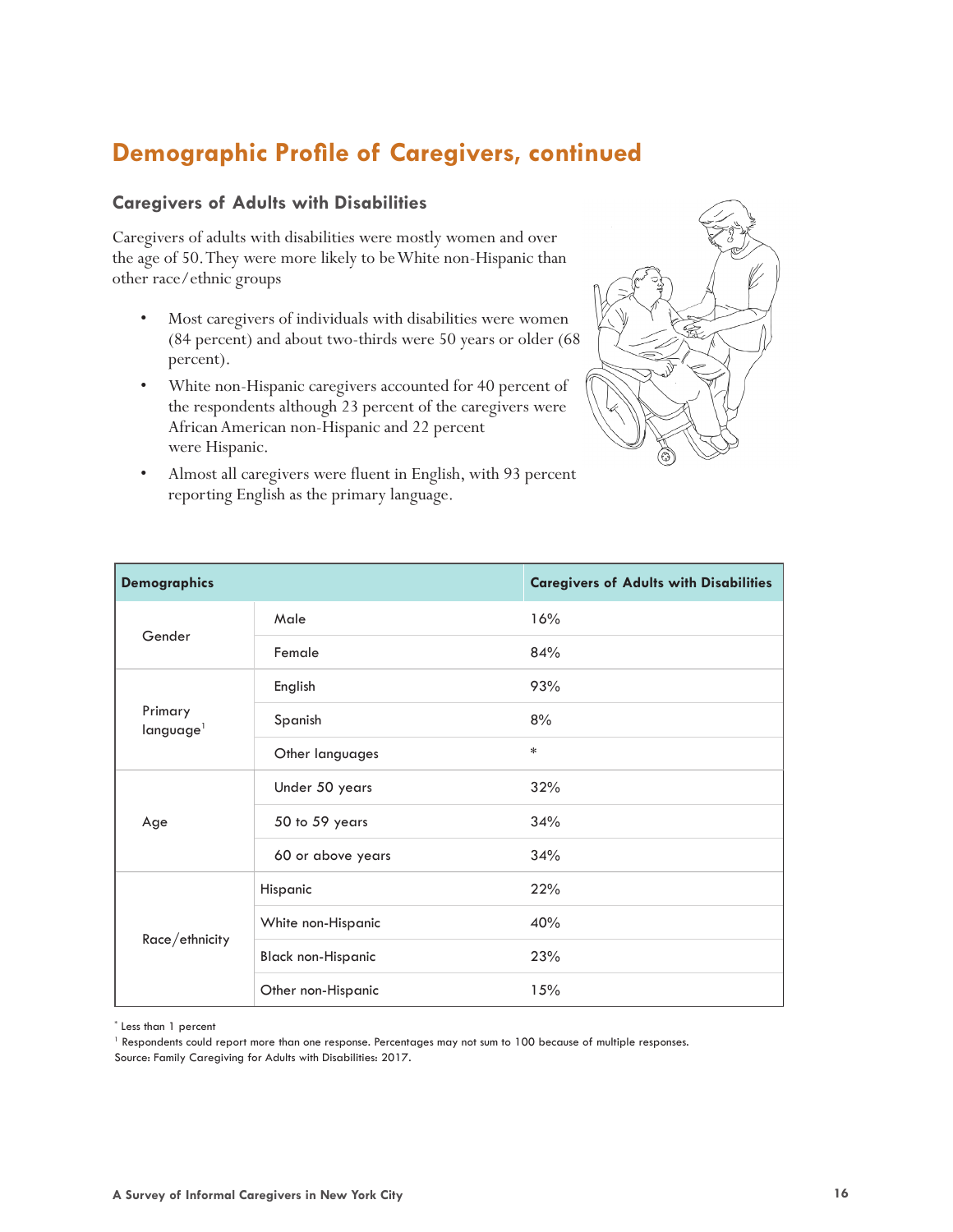## Demographic Profile of Caregivers, continued

### Caregivers of Adults with Disabilities

Caregivers of adults with disabilities were mostly women and over the age of 50. They were more likely to be White non-Hispanic than other race/ethnic groups

- Most caregivers of individuals with disabilities were women (84 percent) and about two-thirds were 50 years or older (68 percent).
- White non-Hispanic caregivers accounted for 40 percent of the respondents although 23 percent of the caregivers were African American non-Hispanic and 22 percent were Hispanic.
- Almost all caregivers were fluent in English, with 93 percent reporting English as the primary language.

| Demographics | | Caregivers of Adults with Disabilities |
|---|---|---|
| Gender | Male | 16% |
| | Female | 84% |
| Primary language[1] | English | 93% |
| | Spanish | 8% |
| | Other languages | * |
| Age | Under 50 years | 32% |
| | 50 to 59 years | 34% |
| | 60 or above years | 34% |
| Race/ethnicity | Hispanic | 22% |
| | White non-Hispanic | 40% |
| | Black non-Hispanic | 23% |
| | Other non-Hispanic | 15% |

* Less than 1 percent

[1] Respondents could report more than one response. Percentages may not sum to 100 because of multiple responses.

Source: Family Caregiving for Adults with Disabilities: 2017.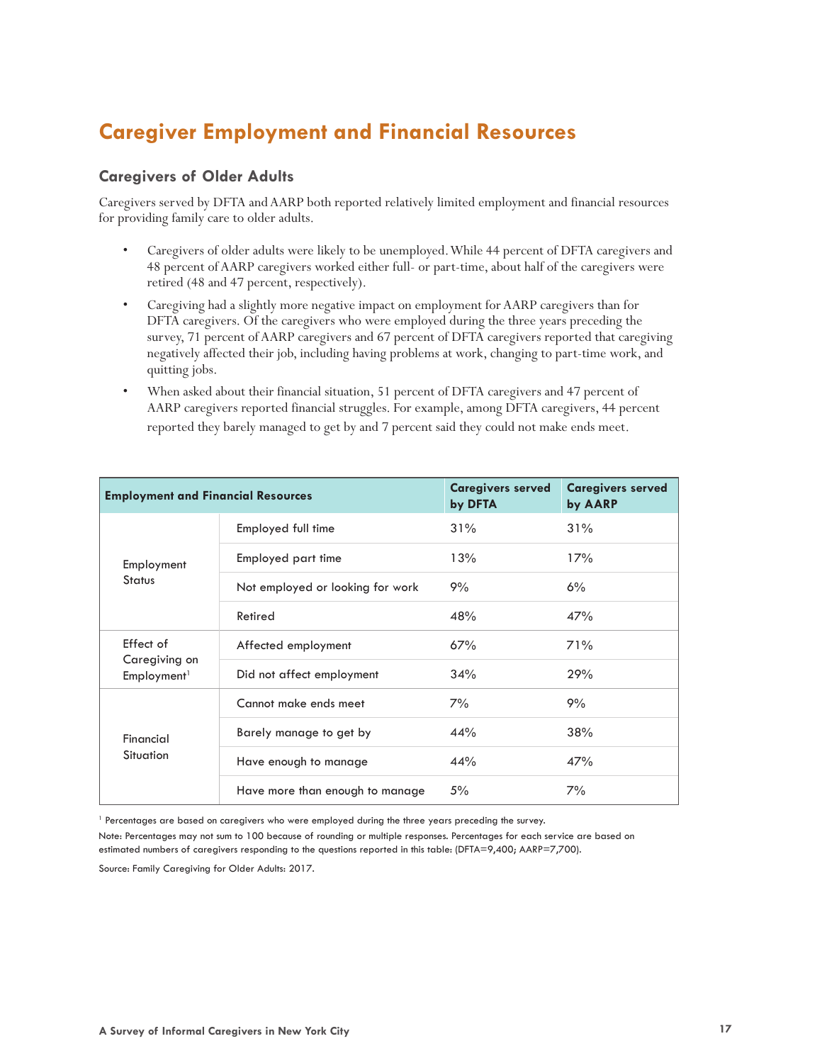# Caregiver Employment and Financial Resources

## Caregivers of Older Adults

Caregivers served by DFTA and AARP both reported relatively limited employment and financial resources for providing family care to older adults.

- Caregivers of older adults were likely to be unemployed. While 44 percent of DFTA caregivers and 48 percent of AARP caregivers worked either full- or part-time, about half of the caregivers were retired (48 and 47 percent, respectively).
- Caregiving had a slightly more negative impact on employment for AARP caregivers than for DFTA caregivers. Of the caregivers who were employed during the three years preceding the survey, 71 percent of AARP caregivers and 67 percent of DFTA caregivers reported that caregiving negatively affected their job, including having problems at work, changing to part-time work, and quitting jobs.
- When asked about their financial situation, 51 percent of DFTA caregivers and 47 percent of AARP caregivers reported financial struggles. For example, among DFTA caregivers, 44 percent reported they barely managed to get by and 7 percent said they could not make ends meet.

| Employment and Financial Resources | | Caregivers served by DFTA | Caregivers served by AARP |
|---|---|---|---|
| Employment Status | Employed full time | 31% | 31% |
| | Employed part time | 13% | 17% |
| | Not employed or looking for work | 9% | 6% |
| | Retired | 48% | 47% |
| Effect of Caregiving on Employment[1] | Affected employment | 67% | 71% |
| | Did not affect employment | 34% | 29% |
| Financial Situation | Cannot make ends meet | 7% | 9% |
| | Barely manage to get by | 44% | 38% |
| | Have enough to manage | 44% | 47% |
| | Have more than enough to manage | 5% | 7% |

[1] Percentages are based on caregivers who were employed during the three years preceding the survey.

Note: Percentages may not sum to 100 because of rounding or multiple responses. Percentages for each service are based on estimated numbers of caregivers responding to the questions reported in this table: (DFTA=9,400; AARP=7,700).

Source: Family Caregiving for Older Adults: 2017.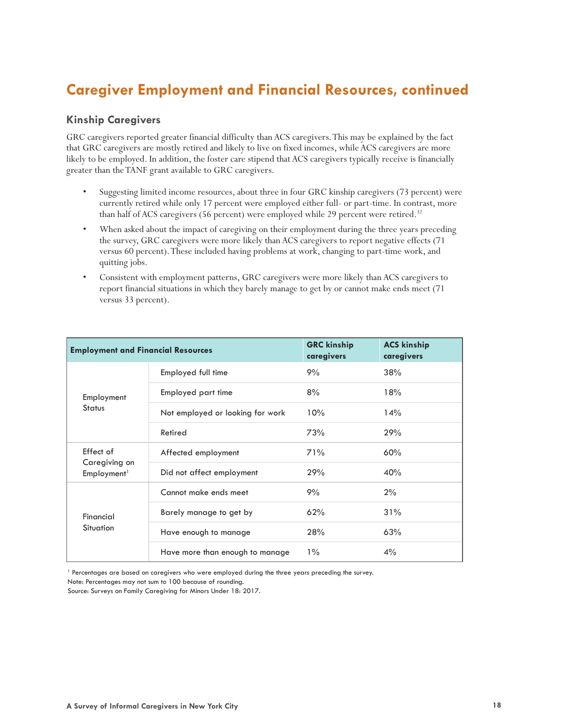## Caregiver Employment and Financial Resources, continued

### Kinship Caregivers

GRC caregivers reported greater financial difficulty than ACS caregivers. This may be explained by the fact that GRC caregivers are mostly retired and likely to live on fixed incomes, while ACS caregivers are more likely to be employed. In addition, the foster care stipend that ACS caregivers typically receive is financially greater than the TANF grant available to GRC caregivers.

- Suggesting limited income resources, about three in four GRC kinship caregivers (73 percent) were currently retired while only 17 percent were employed either full- or part-time. In contrast, more than half of ACS caregivers (56 percent) were employed while 29 percent were retired.[32]
- When asked about the impact of caregiving on their employment during the three years preceding the survey, GRC caregivers were more likely than ACS caregivers to report negative effects (71 versus 60 percent). These included having problems at work, changing to part-time work, and quitting jobs.
- Consistent with employment patterns, GRC caregivers were more likely than ACS caregivers to report financial situations in which they barely manage to get by or cannot make ends meet (71 versus 33 percent).

| Employment and Financial Resources | | GRC kinship caregivers | ACS kinship caregivers |
|---|---|---|---|
| Employment Status | Employed full time | 9% | 38% |
| | Employed part time | 8% | 18% |
| | Not employed or looking for work | 10% | 14% |
| | Retired | 73% | 29% |
| Effect of Caregiving on Employment[1] | Affected employment | 71% | 60% |
| | Did not affect employment | 29% | 40% |
| Financial Situation | Cannot make ends meet | 9% | 2% |
| | Barely manage to get by | 62% | 31% |
| | Have enough to manage | 28% | 63% |
| | Have more than enough to manage | 1% | 4% |

[1] Percentages are based on caregivers who were employed during the three years preceding the survey.
Note: Percentages may not sum to 100 because of rounding.
Source: Surveys on Family Caregiving for Minors Under 18: 2017.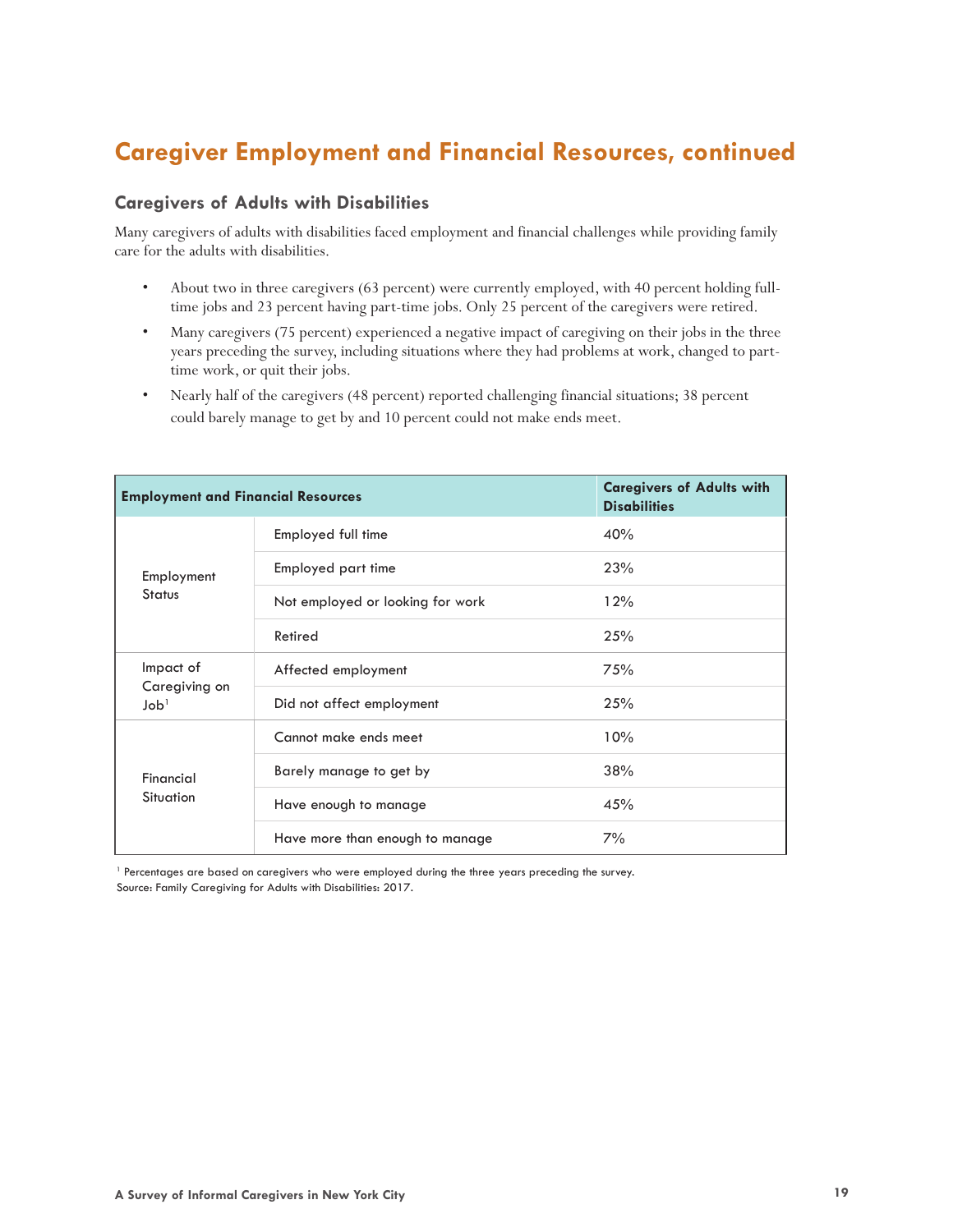## Caregiver Employment and Financial Resources, continued

### Caregivers of Adults with Disabilities

Many caregivers of adults with disabilities faced employment and financial challenges while providing family care for the adults with disabilities.

- About two in three caregivers (63 percent) were currently employed, with 40 percent holding full-time jobs and 23 percent having part-time jobs. Only 25 percent of the caregivers were retired.
- Many caregivers (75 percent) experienced a negative impact of caregiving on their jobs in the three years preceding the survey, including situations where they had problems at work, changed to part-time work, or quit their jobs.
- Nearly half of the caregivers (48 percent) reported challenging financial situations; 38 percent could barely manage to get by and 10 percent could not make ends meet.

| Employment and Financial Resources | | Caregivers of Adults with Disabilities |
|---|---|---|
| Employment Status | Employed full time | 40% |
| | Employed part time | 23% |
| | Not employed or looking for work | 12% |
| | Retired | 25% |
| Impact of Caregiving on Job[1] | Affected employment | 75% |
| | Did not affect employment | 25% |
| Financial Situation | Cannot make ends meet | 10% |
| | Barely manage to get by | 38% |
| | Have enough to manage | 45% |
| | Have more than enough to manage | 7% |

[1] Percentages are based on caregivers who were employed during the three years preceding the survey.
Source: Family Caregiving for Adults with Disabilities: 2017.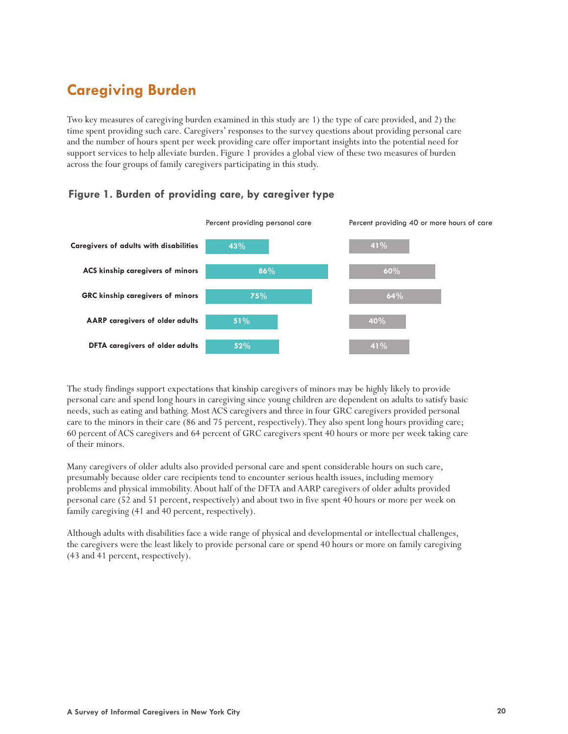## Caregiving Burden

Two key measures of caregiving burden examined in this study are 1) the type of care provided, and 2) the time spent providing such care. Caregivers' responses to the survey questions about providing personal care and the number of hours spent per week providing care offer important insights into the potential need for support services to help alleviate burden. Figure 1 provides a global view of these two measures of burden across the four groups of family caregivers participating in this study.

### Figure 1. Burden of providing care, by caregiver type

| | Percent providing personal care | Percent providing 40 or more hours of care |
|---|---|---|
| Caregivers of adults with disabilities | 43% | 41% |
| ACS kinship caregivers of minors | 86% | 60% |
| GRC kinship caregivers of minors | 75% | 64% |
| AARP caregivers of older adults | 51% | 40% |
| DFTA caregivers of older adults | 52% | 41% |

The study findings support expectations that kinship caregivers of minors may be highly likely to provide personal care and spend long hours in caregiving since young children are dependent on adults to satisfy basic needs, such as eating and bathing. Most ACS caregivers and three in four GRC caregivers provided personal care to the minors in their care (86 and 75 percent, respectively). They also spent long hours providing care; 60 percent of ACS caregivers and 64 percent of GRC caregivers spent 40 hours or more per week taking care of their minors.

Many caregivers of older adults also provided personal care and spent considerable hours on such care, presumably because older care recipients tend to encounter serious health issues, including memory problems and physical immobility. About half of the DFTA and AARP caregivers of older adults provided personal care (52 and 51 percent, respectively) and about two in five spent 40 hours or more per week on family caregiving (41 and 40 percent, respectively).

Although adults with disabilities face a wide range of physical and developmental or intellectual challenges, the caregivers were the least likely to provide personal care or spend 40 hours or more on family caregiving (43 and 41 percent, respectively).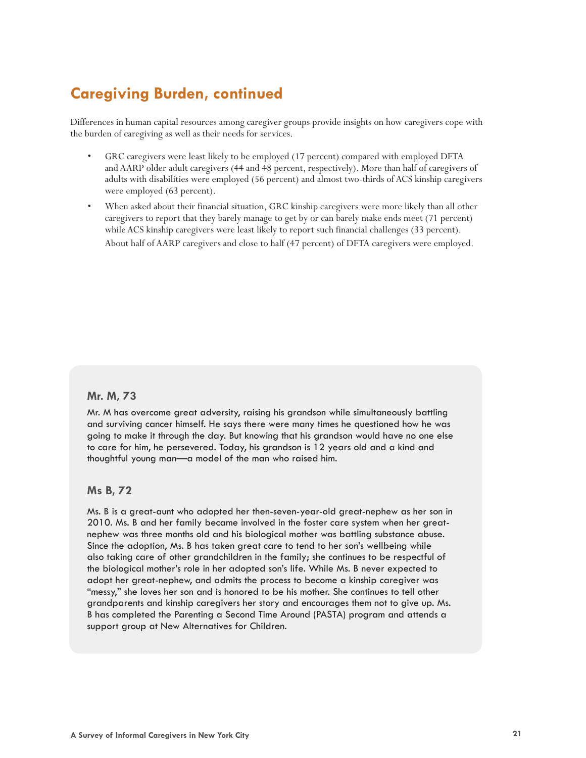## Caregiving Burden, continued

Differences in human capital resources among caregiver groups provide insights on how caregivers cope with the burden of caregiving as well as their needs for services.

- GRC caregivers were least likely to be employed (17 percent) compared with employed DFTA and AARP older adult caregivers (44 and 48 percent, respectively). More than half of caregivers of adults with disabilities were employed (56 percent) and almost two-thirds of ACS kinship caregivers were employed (63 percent).
- When asked about their financial situation, GRC kinship caregivers were more likely than all other caregivers to report that they barely manage to get by or can barely make ends meet (71 percent) while ACS kinship caregivers were least likely to report such financial challenges (33 percent). About half of AARP caregivers and close to half (47 percent) of DFTA caregivers were employed.

### Mr. M, 73

Mr. M has overcome great adversity, raising his grandson while simultaneously battling and surviving cancer himself. He says there were many times he questioned how he was going to make it through the day. But knowing that his grandson would have no one else to care for him, he persevered. Today, his grandson is 12 years old and a kind and thoughtful young man—a model of the man who raised him.

### Ms B, 72

Ms. B is a great-aunt who adopted her then-seven-year-old great-nephew as her son in 2010. Ms. B and her family became involved in the foster care system when her great-nephew was three months old and his biological mother was battling substance abuse. Since the adoption, Ms. B has taken great care to tend to her son's wellbeing while also taking care of other grandchildren in the family; she continues to be respectful of the biological mother's role in her adopted son's life. While Ms. B never expected to adopt her great-nephew, and admits the process to become a kinship caregiver was "messy," she loves her son and is honored to be his mother. She continues to tell other grandparents and kinship caregivers her story and encourages them not to give up. Ms. B has completed the Parenting a Second Time Around (PASTA) program and attends a support group at New Alternatives for Children.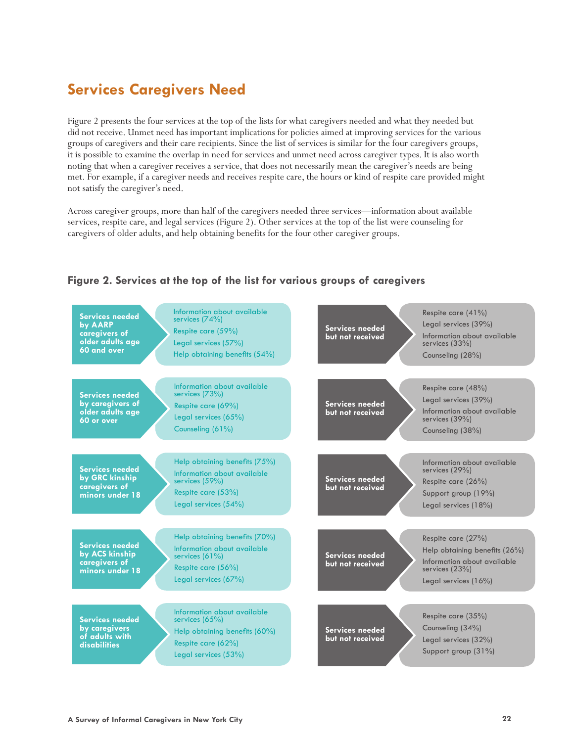## Services Caregivers Need

Figure 2 presents the four services at the top of the lists for what caregivers needed and what they needed but did not receive. Unmet need has important implications for policies aimed at improving services for the various groups of caregivers and their care recipients. Since the list of services is similar for the four caregivers groups, it is possible to examine the overlap in need for services and unmet need across caregiver types. It is also worth noting that when a caregiver receives a service, that does not necessarily mean the caregiver's needs are being met. For example, if a caregiver needs and receives respite care, the hours or kind of respite care provided might not satisfy the caregiver's need.

Across caregiver groups, more than half of the caregivers needed three services—information about available services, respite care, and legal services (Figure 2). Other services at the top of the list were counseling for caregivers of older adults, and help obtaining benefits for the four other caregiver groups.

### Figure 2. Services at the top of the list for various groups of caregivers

| Caregiver group | Services needed | Services needed but not received |
|---|---|---|
| Services needed by AARP caregivers of older adults age 60 and over | Information about available services (74%)<br>Respite care (59%)<br>Legal services (57%)<br>Help obtaining benefits (54%) | Respite care (41%)<br>Legal services (39%)<br>Information about available services (33%)<br>Counseling (28%) |
| Services needed by caregivers of older adults age 60 or over | Information about available services (73%)<br>Respite care (69%)<br>Legal services (65%)<br>Counseling (61%) | Respite care (48%)<br>Legal services (39%)<br>Information about available services (39%)<br>Counseling (38%) |
| Services needed by GRC kinship caregivers of minors under 18 | Help obtaining benefits (75%)<br>Information about available services (59%)<br>Respite care (53%)<br>Legal services (54%) | Information about available services (29%)<br>Respite care (26%)<br>Support group (19%)<br>Legal services (18%) |
| Services needed by ACS kinship caregivers of minors under 18 | Help obtaining benefits (70%)<br>Information about available services (61%)<br>Respite care (56%)<br>Legal services (67%) | Respite care (27%)<br>Help obtaining benefits (26%)<br>Information about available services (23%)<br>Legal services (16%) |
| Services needed by caregivers of adults with disabilities | Information about available services (65%)<br>Help obtaining benefits (60%)<br>Respite care (62%)<br>Legal services (53%) | Respite care (35%)<br>Counseling (34%)<br>Legal services (32%)<br>Support group (31%) |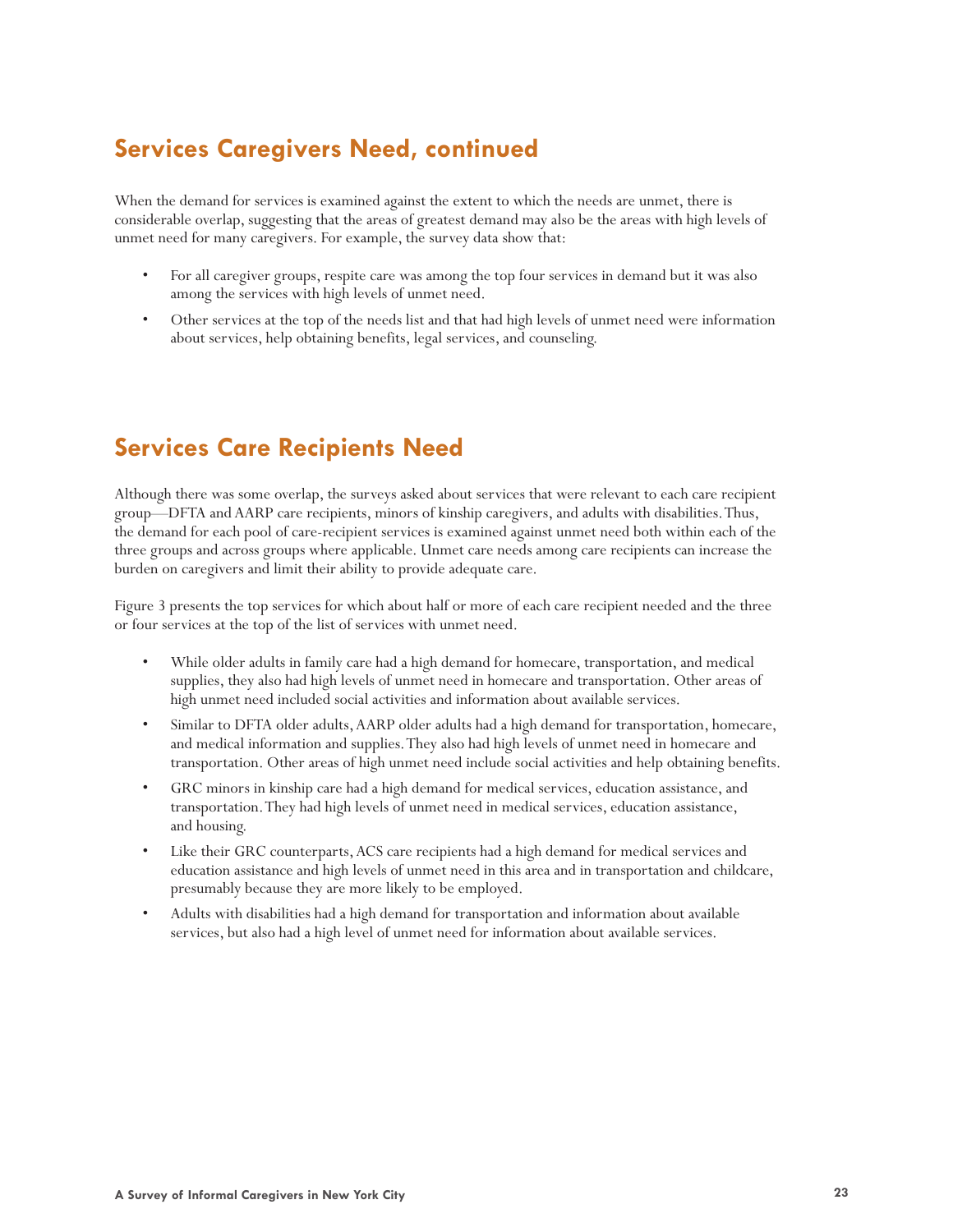## Services Caregivers Need, continued

When the demand for services is examined against the extent to which the needs are unmet, there is considerable overlap, suggesting that the areas of greatest demand may also be the areas with high levels of unmet need for many caregivers. For example, the survey data show that:

- For all caregiver groups, respite care was among the top four services in demand but it was also among the services with high levels of unmet need.
- Other services at the top of the needs list and that had high levels of unmet need were information about services, help obtaining benefits, legal services, and counseling.

## Services Care Recipients Need

Although there was some overlap, the surveys asked about services that were relevant to each care recipient group—DFTA and AARP care recipients, minors of kinship caregivers, and adults with disabilities. Thus, the demand for each pool of care-recipient services is examined against unmet need both within each of the three groups and across groups where applicable. Unmet care needs among care recipients can increase the burden on caregivers and limit their ability to provide adequate care.

Figure 3 presents the top services for which about half or more of each care recipient needed and the three or four services at the top of the list of services with unmet need.

- While older adults in family care had a high demand for homecare, transportation, and medical supplies, they also had high levels of unmet need in homecare and transportation. Other areas of high unmet need included social activities and information about available services.
- Similar to DFTA older adults, AARP older adults had a high demand for transportation, homecare, and medical information and supplies. They also had high levels of unmet need in homecare and transportation. Other areas of high unmet need include social activities and help obtaining benefits.
- GRC minors in kinship care had a high demand for medical services, education assistance, and transportation. They had high levels of unmet need in medical services, education assistance, and housing.
- Like their GRC counterparts, ACS care recipients had a high demand for medical services and education assistance and high levels of unmet need in this area and in transportation and childcare, presumably because they are more likely to be employed.
- Adults with disabilities had a high demand for transportation and information about available services, but also had a high level of unmet need for information about available services.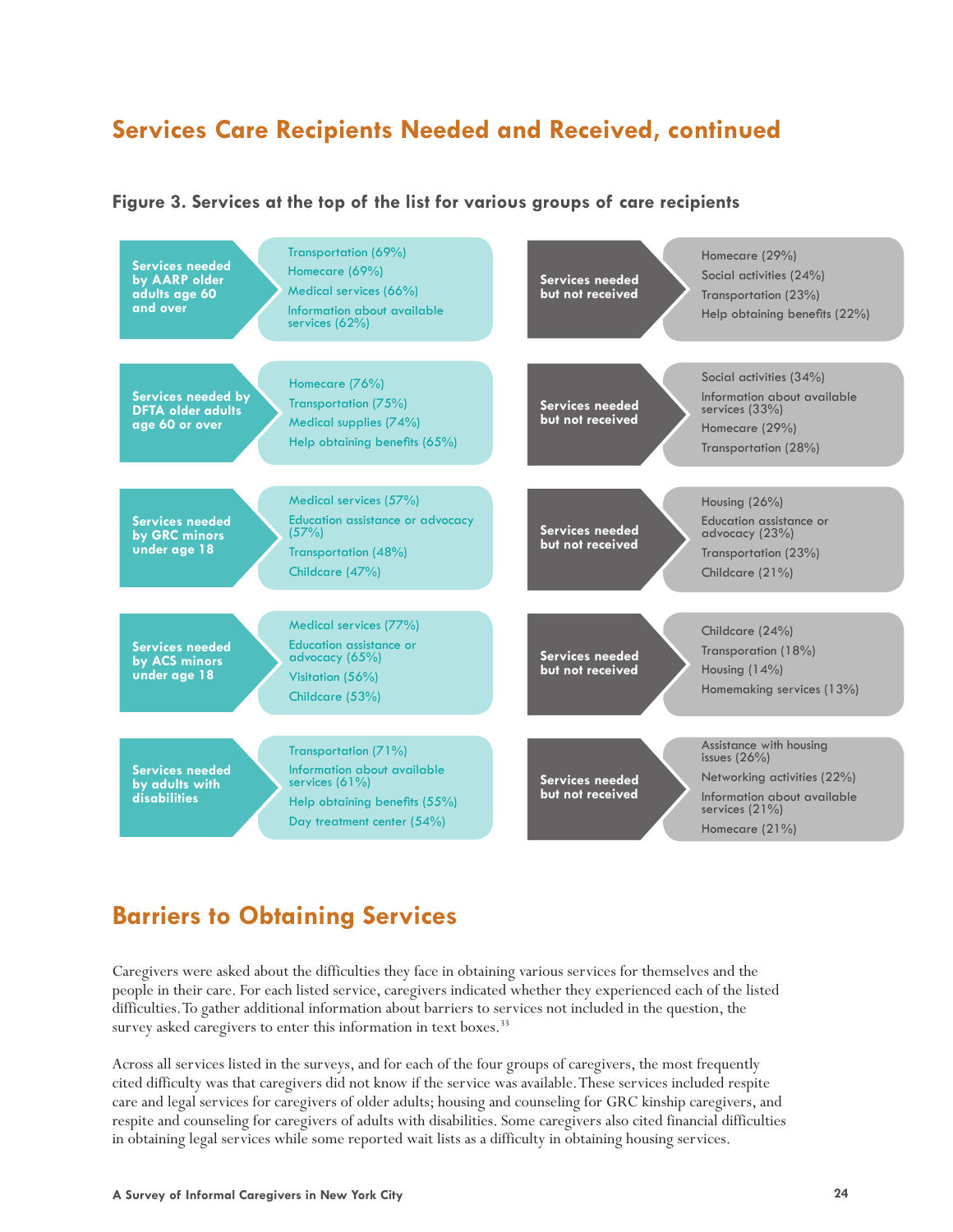## Services Care Recipients Needed and Received, continued

**Figure 3. Services at the top of the list for various groups of care recipients**

| Group | Services needed | Services needed but not received |
|---|---|---|
| Services needed by AARP older adults age 60 and over | Transportation (69%)<br>Homecare (69%)<br>Medical services (66%)<br>Information about available services (62%) | Homecare (29%)<br>Social activities (24%)<br>Transportation (23%)<br>Help obtaining benefits (22%) |
| Services needed by DFTA older adults age 60 or over | Homecare (76%)<br>Transportation (75%)<br>Medical supplies (74%)<br>Help obtaining benefits (65%) | Social activities (34%)<br>Information about available services (33%)<br>Homecare (29%)<br>Transportation (28%) |
| Services needed by GRC minors under age 18 | Medical services (57%)<br>Education assistance or advocacy (57%)<br>Transportation (48%)<br>Childcare (47%) | Housing (26%)<br>Education assistance or advocacy (23%)<br>Transportation (23%)<br>Childcare (21%) |
| Services needed by ACS minors under age 18 | Medical services (77%)<br>Education assistance or advocacy (65%)<br>Visitation (56%)<br>Childcare (53%) | Childcare (24%)<br>Transporation (18%)<br>Housing (14%)<br>Homemaking services (13%) |
| Services needed by adults with disabilities | Transportation (71%)<br>Information about available services (61%)<br>Help obtaining benefits (55%)<br>Day treatment center (54%) | Assistance with housing issues (26%)<br>Networking activities (22%)<br>Information about available services (21%)<br>Homecare (21%) |

## Barriers to Obtaining Services

Caregivers were asked about the difficulties they face in obtaining various services for themselves and the people in their care. For each listed service, caregivers indicated whether they experienced each of the listed difficulties. To gather additional information about barriers to services not included in the question, the survey asked caregivers to enter this information in text boxes.[33]

Across all services listed in the surveys, and for each of the four groups of caregivers, the most frequently cited difficulty was that caregivers did not know if the service was available. These services included respite care and legal services for caregivers of older adults; housing and counseling for GRC kinship caregivers, and respite and counseling for caregivers of adults with disabilities. Some caregivers also cited financial difficulties in obtaining legal services while some reported wait lists as a difficulty in obtaining housing services.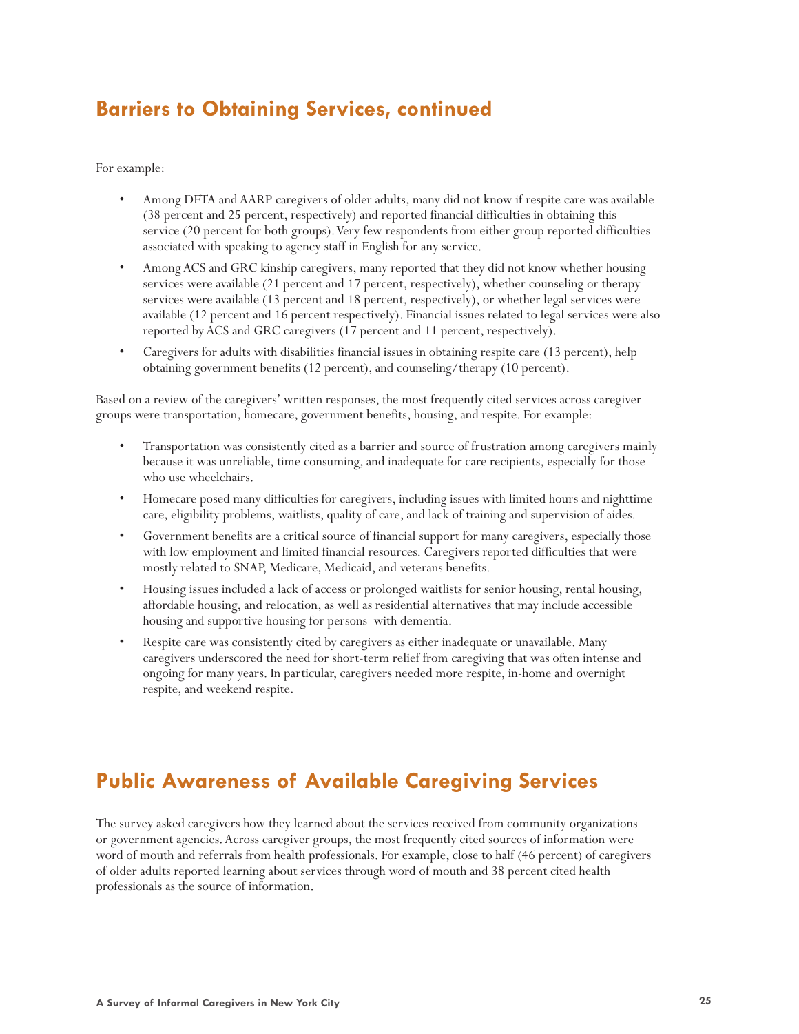## Barriers to Obtaining Services, continued

For example:

- Among DFTA and AARP caregivers of older adults, many did not know if respite care was available (38 percent and 25 percent, respectively) and reported financial difficulties in obtaining this service (20 percent for both groups). Very few respondents from either group reported difficulties associated with speaking to agency staff in English for any service.
- Among ACS and GRC kinship caregivers, many reported that they did not know whether housing services were available (21 percent and 17 percent, respectively), whether counseling or therapy services were available (13 percent and 18 percent, respectively), or whether legal services were available (12 percent and 16 percent respectively). Financial issues related to legal services were also reported by ACS and GRC caregivers (17 percent and 11 percent, respectively).
- Caregivers for adults with disabilities financial issues in obtaining respite care (13 percent), help obtaining government benefits (12 percent), and counseling/therapy (10 percent).

Based on a review of the caregivers' written responses, the most frequently cited services across caregiver groups were transportation, homecare, government benefits, housing, and respite. For example:

- Transportation was consistently cited as a barrier and source of frustration among caregivers mainly because it was unreliable, time consuming, and inadequate for care recipients, especially for those who use wheelchairs.
- Homecare posed many difficulties for caregivers, including issues with limited hours and nighttime care, eligibility problems, waitlists, quality of care, and lack of training and supervision of aides.
- Government benefits are a critical source of financial support for many caregivers, especially those with low employment and limited financial resources. Caregivers reported difficulties that were mostly related to SNAP, Medicare, Medicaid, and veterans benefits.
- Housing issues included a lack of access or prolonged waitlists for senior housing, rental housing, affordable housing, and relocation, as well as residential alternatives that may include accessible housing and supportive housing for persons with dementia.
- Respite care was consistently cited by caregivers as either inadequate or unavailable. Many caregivers underscored the need for short-term relief from caregiving that was often intense and ongoing for many years. In particular, caregivers needed more respite, in-home and overnight respite, and weekend respite.

## Public Awareness of Available Caregiving Services

The survey asked caregivers how they learned about the services received from community organizations or government agencies. Across caregiver groups, the most frequently cited sources of information were word of mouth and referrals from health professionals. For example, close to half (46 percent) of caregivers of older adults reported learning about services through word of mouth and 38 percent cited health professionals as the source of information.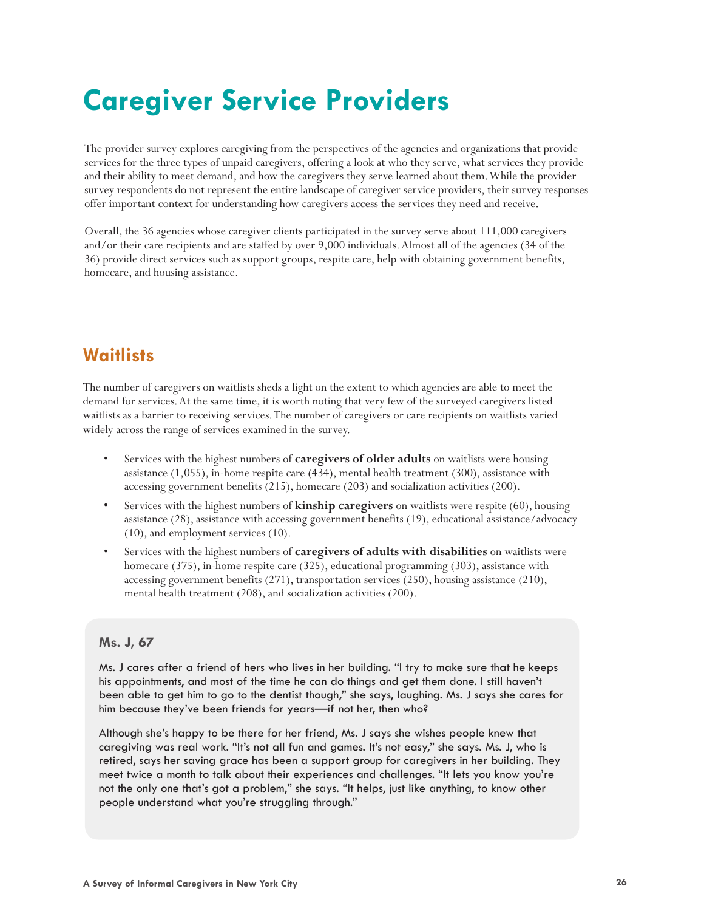# Caregiver Service Providers

The provider survey explores caregiving from the perspectives of the agencies and organizations that provide services for the three types of unpaid caregivers, offering a look at who they serve, what services they provide and their ability to meet demand, and how the caregivers they serve learned about them. While the provider survey respondents do not represent the entire landscape of caregiver service providers, their survey responses offer important context for understanding how caregivers access the services they need and receive.

Overall, the 36 agencies whose caregiver clients participated in the survey serve about 111,000 caregivers and/or their care recipients and are staffed by over 9,000 individuals. Almost all of the agencies (34 of the 36) provide direct services such as support groups, respite care, help with obtaining government benefits, homecare, and housing assistance.

## Waitlists

The number of caregivers on waitlists sheds a light on the extent to which agencies are able to meet the demand for services. At the same time, it is worth noting that very few of the surveyed caregivers listed waitlists as a barrier to receiving services. The number of caregivers or care recipients on waitlists varied widely across the range of services examined in the survey.

- Services with the highest numbers of **caregivers of older adults** on waitlists were housing assistance (1,055), in-home respite care (434), mental health treatment (300), assistance with accessing government benefits (215), homecare (203) and socialization activities (200).
- Services with the highest numbers of **kinship caregivers** on waitlists were respite (60), housing assistance (28), assistance with accessing government benefits (19), educational assistance/advocacy (10), and employment services (10).
- Services with the highest numbers of **caregivers of adults with disabilities** on waitlists were homecare (375), in-home respite care (325), educational programming (303), assistance with accessing government benefits (271), transportation services (250), housing assistance (210), mental health treatment (208), and socialization activities (200).

### Ms. J, 67

Ms. J cares after a friend of hers who lives in her building. "I try to make sure that he keeps his appointments, and most of the time he can do things and get them done. I still haven't been able to get him to go to the dentist though," she says, laughing. Ms. J says she cares for him because they've been friends for years—if not her, then who?

Although she's happy to be there for her friend, Ms. J says she wishes people knew that caregiving was real work. "It's not all fun and games. It's not easy," she says. Ms. J, who is retired, says her saving grace has been a support group for caregivers in her building. They meet twice a month to talk about their experiences and challenges. "It lets you know you're not the only one that's got a problem," she says. "It helps, just like anything, to know other people understand what you're struggling through."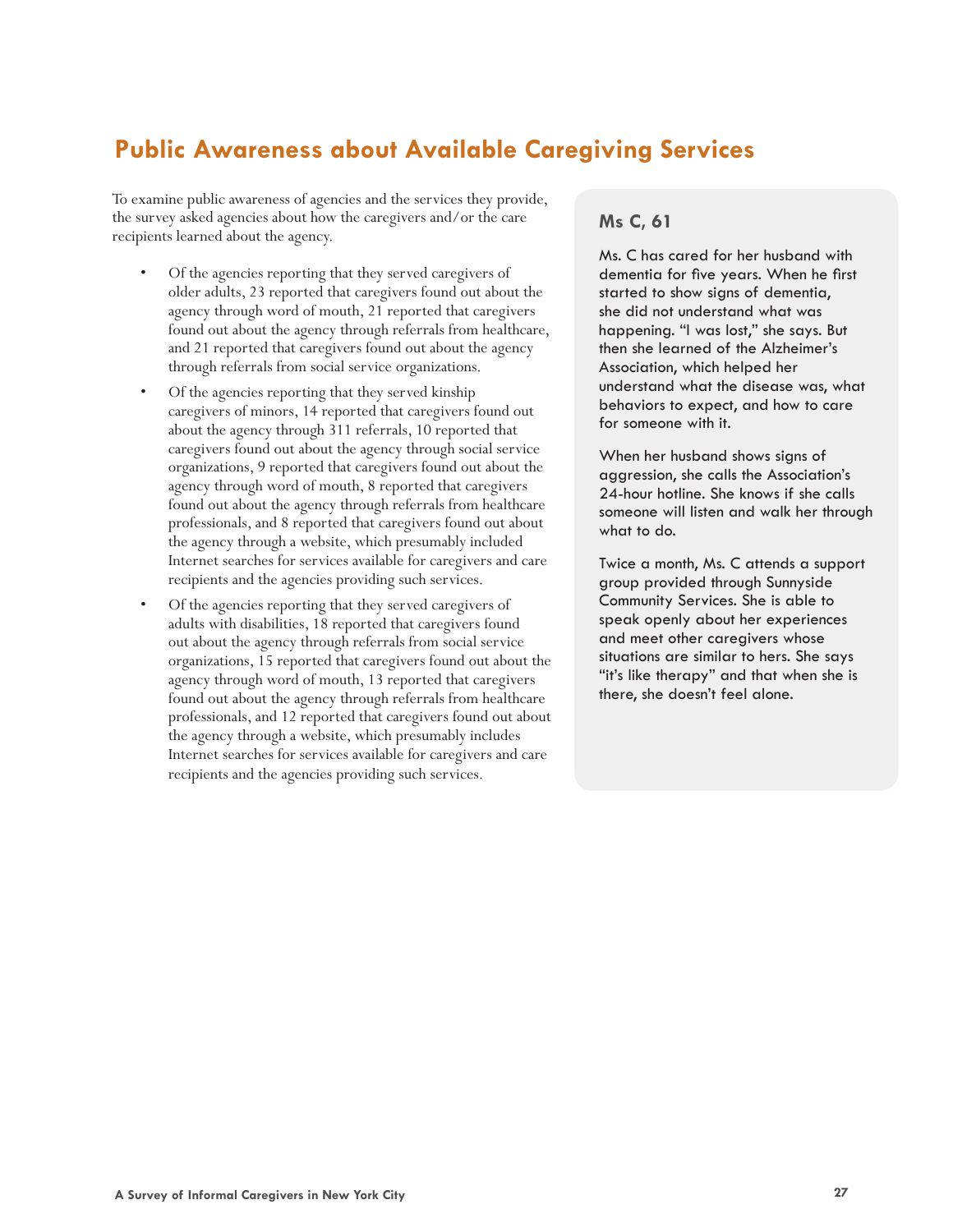## Public Awareness about Available Caregiving Services

To examine public awareness of agencies and the services they provide, the survey asked agencies about how the caregivers and/or the care recipients learned about the agency.

- Of the agencies reporting that they served caregivers of older adults, 23 reported that caregivers found out about the agency through word of mouth, 21 reported that caregivers found out about the agency through referrals from healthcare, and 21 reported that caregivers found out about the agency through referrals from social service organizations.
- Of the agencies reporting that they served kinship caregivers of minors, 14 reported that caregivers found out about the agency through 311 referrals, 10 reported that caregivers found out about the agency through social service organizations, 9 reported that caregivers found out about the agency through word of mouth, 8 reported that caregivers found out about the agency through referrals from healthcare professionals, and 8 reported that caregivers found out about the agency through a website, which presumably included Internet searches for services available for caregivers and care recipients and the agencies providing such services.
- Of the agencies reporting that they served caregivers of adults with disabilities, 18 reported that caregivers found out about the agency through referrals from social service organizations, 15 reported that caregivers found out about the agency through word of mouth, 13 reported that caregivers found out about the agency through referrals from healthcare professionals, and 12 reported that caregivers found out about the agency through a website, which presumably includes Internet searches for services available for caregivers and care recipients and the agencies providing such services.

### Ms C, 61

Ms. C has cared for her husband with dementia for five years. When he first started to show signs of dementia, she did not understand what was happening. "I was lost," she says. But then she learned of the Alzheimer's Association, which helped her understand what the disease was, what behaviors to expect, and how to care for someone with it.

When her husband shows signs of aggression, she calls the Association's 24-hour hotline. She knows if she calls someone will listen and walk her through what to do.

Twice a month, Ms. C attends a support group provided through Sunnyside Community Services. She is able to speak openly about her experiences and meet other caregivers whose situations are similar to hers. She says "it's like therapy" and that when she is there, she doesn't feel alone.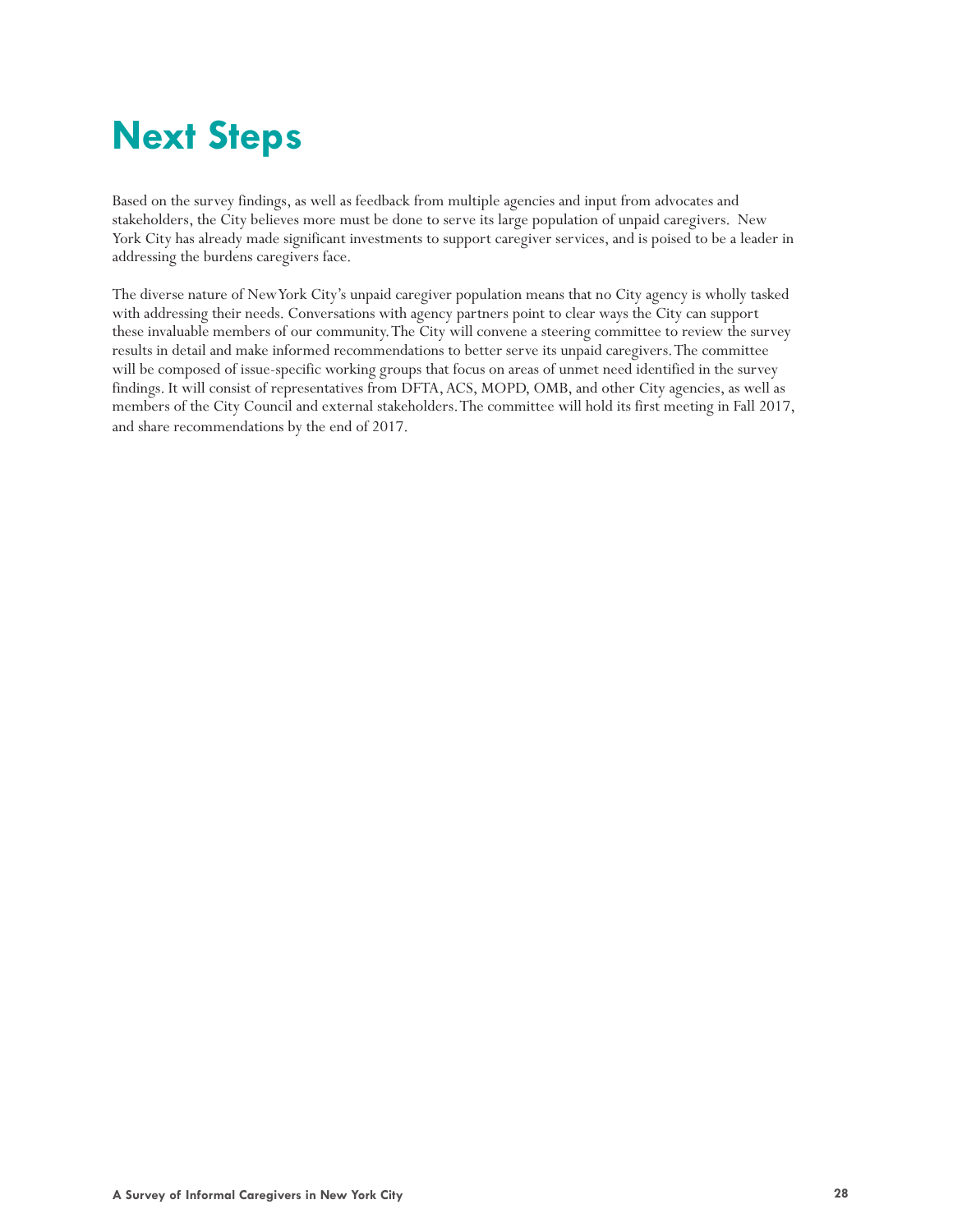# Next Steps

Based on the survey findings, as well as feedback from multiple agencies and input from advocates and stakeholders, the City believes more must be done to serve its large population of unpaid caregivers. New York City has already made significant investments to support caregiver services, and is poised to be a leader in addressing the burdens caregivers face.

The diverse nature of New York City's unpaid caregiver population means that no City agency is wholly tasked with addressing their needs. Conversations with agency partners point to clear ways the City can support these invaluable members of our community. The City will convene a steering committee to review the survey results in detail and make informed recommendations to better serve its unpaid caregivers. The committee will be composed of issue-specific working groups that focus on areas of unmet need identified in the survey findings. It will consist of representatives from DFTA, ACS, MOPD, OMB, and other City agencies, as well as members of the City Council and external stakeholders. The committee will hold its first meeting in Fall 2017, and share recommendations by the end of 2017.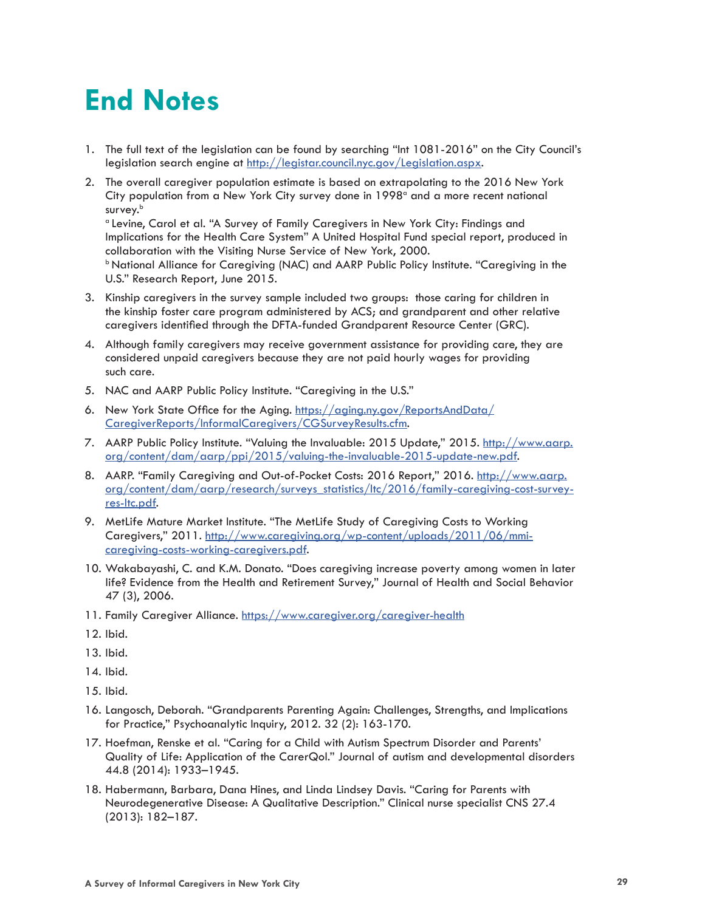# End Notes

1. The full text of the legislation can be found by searching "Int 1081-2016" on the City Council's legislation search engine at http://legistar.council.nyc.gov/Legislation.aspx.
2. The overall caregiver population estimate is based on extrapolating to the 2016 New York City population from a New York City survey done in 1998[a] and a more recent national survey.[b]
   [a] Levine, Carol et al. "A Survey of Family Caregivers in New York City: Findings and Implications for the Health Care System" A United Hospital Fund special report, produced in collaboration with the Visiting Nurse Service of New York, 2000.
   [b] National Alliance for Caregiving (NAC) and AARP Public Policy Institute. "Caregiving in the U.S." Research Report, June 2015.
3. Kinship caregivers in the survey sample included two groups: those caring for children in the kinship foster care program administered by ACS; and grandparent and other relative caregivers identified through the DFTA-funded Grandparent Resource Center (GRC).
4. Although family caregivers may receive government assistance for providing care, they are considered unpaid caregivers because they are not paid hourly wages for providing such care.
5. NAC and AARP Public Policy Institute. "Caregiving in the U.S."
6. New York State Office for the Aging. https://aging.ny.gov/ReportsAndData/CaregiverReports/InformalCaregivers/CGSurveyResults.cfm.
7. AARP Public Policy Institute. "Valuing the Invaluable: 2015 Update," 2015. http://www.aarp.org/content/dam/aarp/ppi/2015/valuing-the-invaluable-2015-update-new.pdf.
8. AARP. "Family Caregiving and Out-of-Pocket Costs: 2016 Report," 2016. http://www.aarp.org/content/dam/aarp/research/surveys_statistics/ltc/2016/family-caregiving-cost-survey-res-ltc.pdf.
9. MetLife Mature Market Institute. "The MetLife Study of Caregiving Costs to Working Caregivers," 2011. http://www.caregiving.org/wp-content/uploads/2011/06/mmi-caregiving-costs-working-caregivers.pdf.
10. Wakabayashi, C. and K.M. Donato. "Does caregiving increase poverty among women in later life? Evidence from the Health and Retirement Survey," Journal of Health and Social Behavior 47 (3), 2006.
11. Family Caregiver Alliance. https://www.caregiver.org/caregiver-health
12. Ibid.
13. Ibid.
14. Ibid.
15. Ibid.
16. Langosch, Deborah. "Grandparents Parenting Again: Challenges, Strengths, and Implications for Practice," Psychoanalytic Inquiry, 2012. 32 (2): 163-170.
17. Hoefman, Renske et al. "Caring for a Child with Autism Spectrum Disorder and Parents' Quality of Life: Application of the CarerQol." Journal of autism and developmental disorders 44.8 (2014): 1933–1945.
18. Habermann, Barbara, Dana Hines, and Linda Lindsey Davis. "Caring for Parents with Neurodegenerative Disease: A Qualitative Description." Clinical nurse specialist CNS 27.4 (2013): 182–187.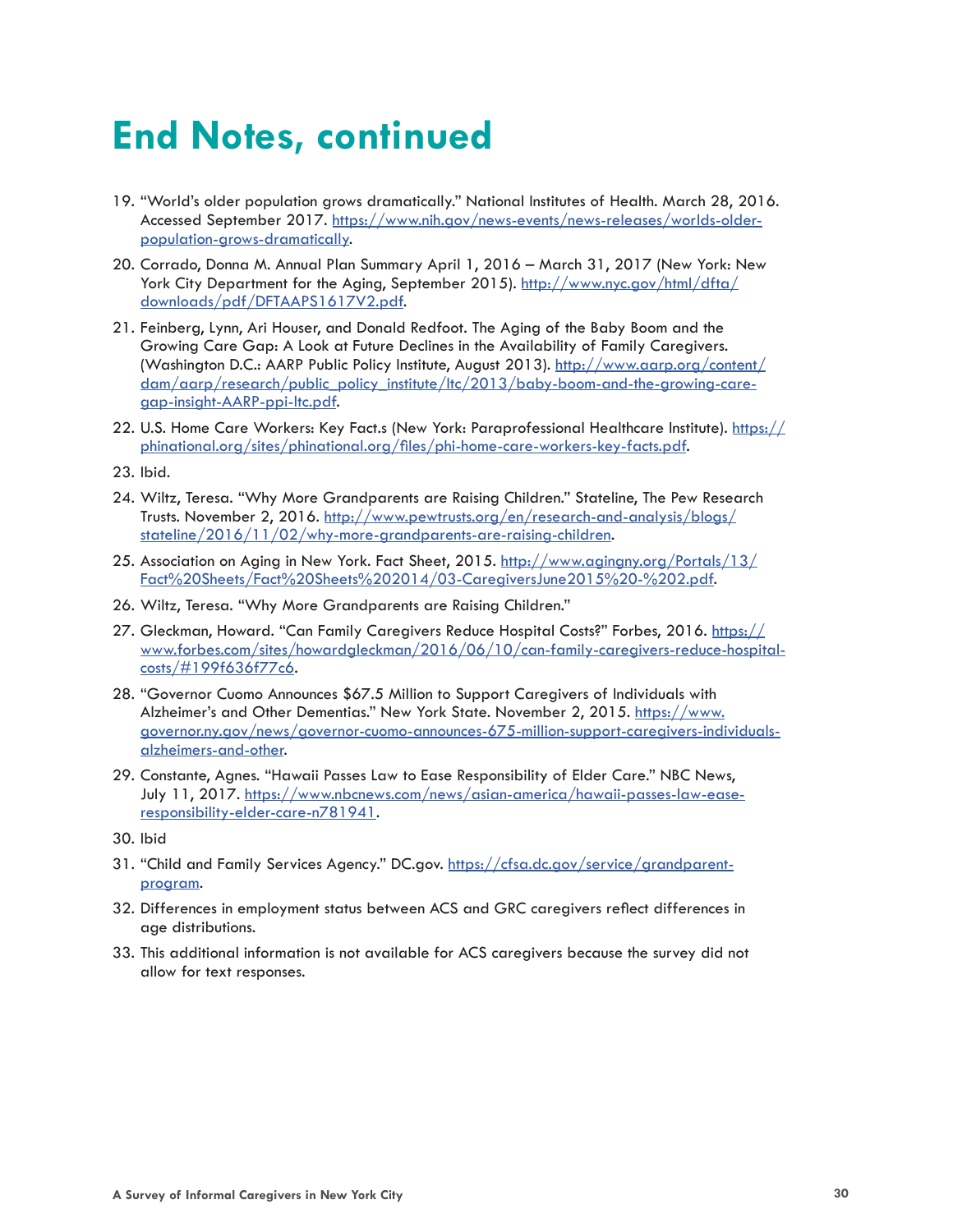# End Notes, continued

19. "World's older population grows dramatically." National Institutes of Health. March 28, 2016. Accessed September 2017. https://www.nih.gov/news-events/news-releases/worlds-older-population-grows-dramatically.
20. Corrado, Donna M. Annual Plan Summary April 1, 2016 – March 31, 2017 (New York: New York City Department for the Aging, September 2015). http://www.nyc.gov/html/dfta/downloads/pdf/DFTAAPS1617V2.pdf.
21. Feinberg, Lynn, Ari Houser, and Donald Redfoot. The Aging of the Baby Boom and the Growing Care Gap: A Look at Future Declines in the Availability of Family Caregivers. (Washington D.C.: AARP Public Policy Institute, August 2013). http://www.aarp.org/content/dam/aarp/research/public_policy_institute/ltc/2013/baby-boom-and-the-growing-care-gap-insight-AARP-ppi-ltc.pdf.
22. U.S. Home Care Workers: Key Fact.s (New York: Paraprofessional Healthcare Institute). https://phinational.org/sites/phinational.org/files/phi-home-care-workers-key-facts.pdf.
23. Ibid.
24. Wiltz, Teresa. "Why More Grandparents are Raising Children." Stateline, The Pew Research Trusts. November 2, 2016. http://www.pewtrusts.org/en/research-and-analysis/blogs/stateline/2016/11/02/why-more-grandparents-are-raising-children.
25. Association on Aging in New York. Fact Sheet, 2015. http://www.agingny.org/Portals/13/Fact%20Sheets/Fact%20Sheets%202014/03-CaregiversJune2015%20-%202.pdf.
26. Wiltz, Teresa. "Why More Grandparents are Raising Children."
27. Gleckman, Howard. "Can Family Caregivers Reduce Hospital Costs?" Forbes, 2016. https://www.forbes.com/sites/howardgleckman/2016/06/10/can-family-caregivers-reduce-hospital-costs/#199f636f77c6.
28. "Governor Cuomo Announces $67.5 Million to Support Caregivers of Individuals with Alzheimer's and Other Dementias." New York State. November 2, 2015. https://www.governor.ny.gov/news/governor-cuomo-announces-675-million-support-caregivers-individuals-alzheimers-and-other.
29. Constante, Agnes. "Hawaii Passes Law to Ease Responsibility of Elder Care." NBC News, July 11, 2017. https://www.nbcnews.com/news/asian-america/hawaii-passes-law-ease-responsibility-elder-care-n781941.
30. Ibid
31. "Child and Family Services Agency." DC.gov. https://cfsa.dc.gov/service/grandparent-program.
32. Differences in employment status between ACS and GRC caregivers reflect differences in age distributions.
33. This additional information is not available for ACS caregivers because the survey did not allow for text responses.